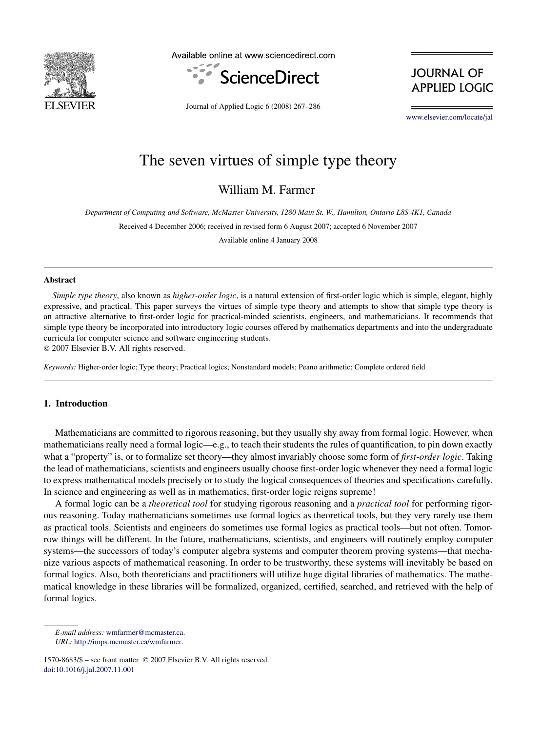# The seven virtues of simple type theory

William M. Farmer

*Department of Computing and Software, McMaster University, 1280 Main St. W., Hamilton, Ontario L8S 4K1, Canada*

Received 4 December 2006; received in revised form 6 August 2007; accepted 6 November 2007

Available online 4 January 2008

## Abstract

*Simple type theory*, also known as *higher-order logic*, is a natural extension of first-order logic which is simple, elegant, highly expressive, and practical. This paper surveys the virtues of simple type theory and attempts to show that simple type theory is an attractive alternative to first-order logic for practical-minded scientists, engineers, and mathematicians. It recommends that simple type theory be incorporated into introductory logic courses offered by mathematics departments and into the undergraduate curricula for computer science and software engineering students.

© 2007 Elsevier B.V. All rights reserved.

*Keywords:* Higher-order logic; Type theory; Practical logics; Nonstandard models; Peano arithmetic; Complete ordered field

## 1. Introduction

Mathematicians are committed to rigorous reasoning, but they usually shy away from formal logic. However, when mathematicians really need a formal logic—e.g., to teach their students the rules of quantification, to pin down exactly what a "property" is, or to formalize set theory—they almost invariably choose some form of *first-order logic*. Taking the lead of mathematicians, scientists and engineers usually choose first-order logic whenever they need a formal logic to express mathematical models precisely or to study the logical consequences of theories and specifications carefully. In science and engineering as well as in mathematics, first-order logic reigns supreme!

A formal logic can be a *theoretical tool* for studying rigorous reasoning and a *practical tool* for performing rigorous reasoning. Today mathematicians sometimes use formal logics as theoretical tools, but they very rarely use them as practical tools. Scientists and engineers do sometimes use formal logics as practical tools—but not often. Tomorrow things will be different. In the future, mathematicians, scientists, and engineers will routinely employ computer systems—the successors of today's computer algebra systems and computer theorem proving systems—that mechanize various aspects of mathematical reasoning. In order to be trustworthy, these systems will inevitably be based on formal logics. Also, both theoreticians and practitioners will utilize huge digital libraries of mathematics. The mathematical knowledge in these libraries will be formalized, organized, certified, searched, and retrieved with the help of formal logics.

*E-mail address:* wmfarmer@mcmaster.ca.
*URL:* http://imps.mcmaster.ca/wmfarmer.

1570-8683/$ – see front matter © 2007 Elsevier B.V. All rights reserved.
doi:10.1016/j.jal.2007.11.001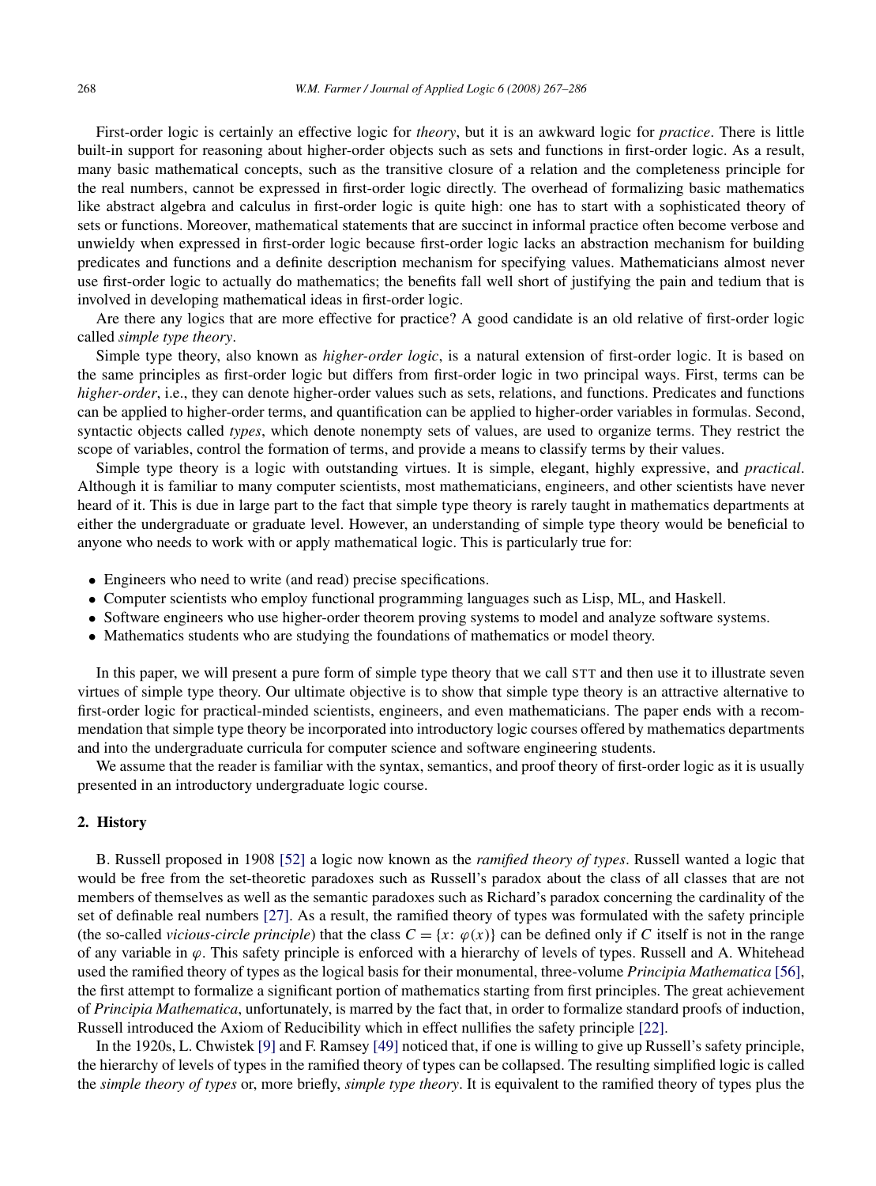First-order logic is certainly an effective logic for *theory*, but it is an awkward logic for *practice*. There is little built-in support for reasoning about higher-order objects such as sets and functions in first-order logic. As a result, many basic mathematical concepts, such as the transitive closure of a relation and the completeness principle for the real numbers, cannot be expressed in first-order logic directly. The overhead of formalizing basic mathematics like abstract algebra and calculus in first-order logic is quite high: one has to start with a sophisticated theory of sets or functions. Moreover, mathematical statements that are succinct in informal practice often become verbose and unwieldy when expressed in first-order logic because first-order logic lacks an abstraction mechanism for building predicates and functions and a definite description mechanism for specifying values. Mathematicians almost never use first-order logic to actually do mathematics; the benefits fall well short of justifying the pain and tedium that is involved in developing mathematical ideas in first-order logic.

Are there any logics that are more effective for practice? A good candidate is an old relative of first-order logic called *simple type theory*.

Simple type theory, also known as *higher-order logic*, is a natural extension of first-order logic. It is based on the same principles as first-order logic but differs from first-order logic in two principal ways. First, terms can be *higher-order*, i.e., they can denote higher-order values such as sets, relations, and functions. Predicates and functions can be applied to higher-order terms, and quantification can be applied to higher-order variables in formulas. Second, syntactic objects called *types*, which denote nonempty sets of values, are used to organize terms. They restrict the scope of variables, control the formation of terms, and provide a means to classify terms by their values.

Simple type theory is a logic with outstanding virtues. It is simple, elegant, highly expressive, and *practical*. Although it is familiar to many computer scientists, most mathematicians, engineers, and other scientists have never heard of it. This is due in large part to the fact that simple type theory is rarely taught in mathematics departments at either the undergraduate or graduate level. However, an understanding of simple type theory would be beneficial to anyone who needs to work with or apply mathematical logic. This is particularly true for:

- Engineers who need to write (and read) precise specifications.
- Computer scientists who employ functional programming languages such as Lisp, ML, and Haskell.
- Software engineers who use higher-order theorem proving systems to model and analyze software systems.
- Mathematics students who are studying the foundations of mathematics or model theory.

In this paper, we will present a pure form of simple type theory that we call STT and then use it to illustrate seven virtues of simple type theory. Our ultimate objective is to show that simple type theory is an attractive alternative to first-order logic for practical-minded scientists, engineers, and even mathematicians. The paper ends with a recommendation that simple type theory be incorporated into introductory logic courses offered by mathematics departments and into the undergraduate curricula for computer science and software engineering students.

We assume that the reader is familiar with the syntax, semantics, and proof theory of first-order logic as it is usually presented in an introductory undergraduate logic course.

## 2. History

B. Russell proposed in 1908 [52] a logic now known as the *ramified theory of types*. Russell wanted a logic that would be free from the set-theoretic paradoxes such as Russell's paradox about the class of all classes that are not members of themselves as well as the semantic paradoxes such as Richard's paradox concerning the cardinality of the set of definable real numbers [27]. As a result, the ramified theory of types was formulated with the safety principle (the so-called *vicious-circle principle*) that the class $C = \{x \colon \varphi(x)\}$ can be defined only if $C$ itself is not in the range of any variable in $\varphi$. This safety principle is enforced with a hierarchy of levels of types. Russell and A. Whitehead used the ramified theory of types as the logical basis for their monumental, three-volume *Principia Mathematica* [56], the first attempt to formalize a significant portion of mathematics starting from first principles. The great achievement of *Principia Mathematica*, unfortunately, is marred by the fact that, in order to formalize standard proofs of induction, Russell introduced the Axiom of Reducibility which in effect nullifies the safety principle [22].

In the 1920s, L. Chwistek [9] and F. Ramsey [49] noticed that, if one is willing to give up Russell's safety principle, the hierarchy of levels of types in the ramified theory of types can be collapsed. The resulting simplified logic is called the *simple theory of types* or, more briefly, *simple type theory*. It is equivalent to the ramified theory of types plus the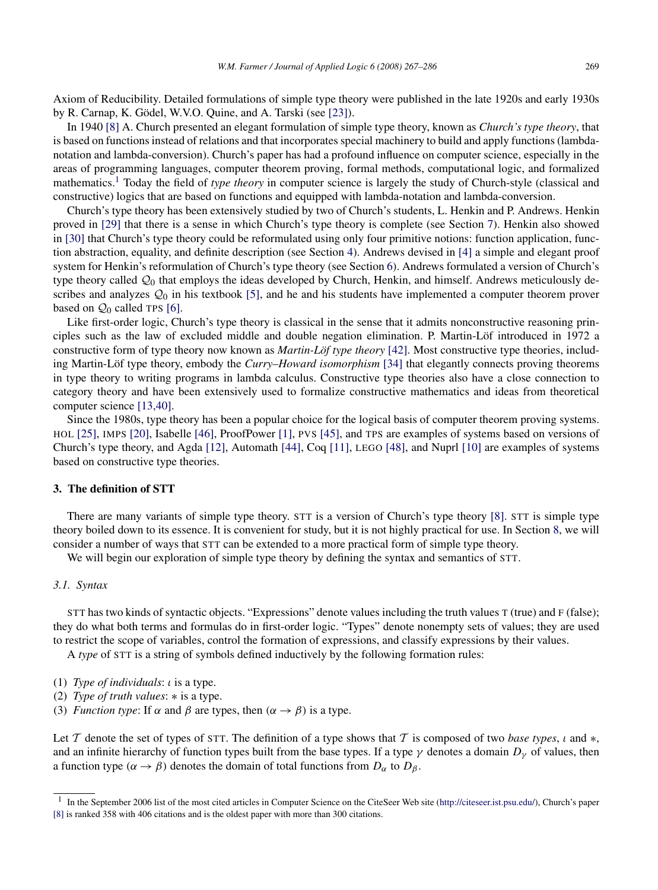Axiom of Reducibility. Detailed formulations of simple type theory were published in the late 1920s and early 1930s by R. Carnap, K. Gödel, W.V.O. Quine, and A. Tarski (see [23]).

In 1940 [8] A. Church presented an elegant formulation of simple type theory, known as *Church's type theory*, that is based on functions instead of relations and that incorporates special machinery to build and apply functions (lambda-notation and lambda-conversion). Church's paper has had a profound influence on computer science, especially in the areas of programming languages, computer theorem proving, formal methods, computational logic, and formalized mathematics.[1] Today the field of *type theory* in computer science is largely the study of Church-style (classical and constructive) logics that are based on functions and equipped with lambda-notation and lambda-conversion.

Church's type theory has been extensively studied by two of Church's students, L. Henkin and P. Andrews. Henkin proved in [29] that there is a sense in which Church's type theory is complete (see Section 7). Henkin also showed in [30] that Church's type theory could be reformulated using only four primitive notions: function application, function abstraction, equality, and definite description (see Section 4). Andrews devised in [4] a simple and elegant proof system for Henkin's reformulation of Church's type theory (see Section 6). Andrews formulated a version of Church's type theory called $\mathcal{Q}_0$ that employs the ideas developed by Church, Henkin, and himself. Andrews meticulously describes and analyzes $\mathcal{Q}_0$ in his textbook [5], and he and his students have implemented a computer theorem prover based on $\mathcal{Q}_0$ called TPS [6].

Like first-order logic, Church's type theory is classical in the sense that it admits nonconstructive reasoning principles such as the law of excluded middle and double negation elimination. P. Martin-Löf introduced in 1972 a constructive form of type theory now known as *Martin-Löf type theory* [42]. Most constructive type theories, including Martin-Löf type theory, embody the *Curry–Howard isomorphism* [34] that elegantly connects proving theorems in type theory to writing programs in lambda calculus. Constructive type theories also have a close connection to category theory and have been extensively used to formalize constructive mathematics and ideas from theoretical computer science [13,40].

Since the 1980s, type theory has been a popular choice for the logical basis of computer theorem proving systems. HOL [25], IMPS [20], Isabelle [46], ProofPower [1], PVS [45], and TPS are examples of systems based on versions of Church's type theory, and Agda [12], Automath [44], Coq [11], LEGO [48], and Nuprl [10] are examples of systems based on constructive type theories.

## 3. The definition of STT

There are many variants of simple type theory. STT is a version of Church's type theory [8]. STT is simple type theory boiled down to its essence. It is convenient for study, but it is not highly practical for use. In Section 8, we will consider a number of ways that STT can be extended to a more practical form of simple type theory.

We will begin our exploration of simple type theory by defining the syntax and semantics of STT.

### 3.1. Syntax

STT has two kinds of syntactic objects. "Expressions" denote values including the truth values T (true) and F (false); they do what both terms and formulas do in first-order logic. "Types" denote nonempty sets of values; they are used to restrict the scope of variables, control the formation of expressions, and classify expressions by their values.

A *type* of STT is a string of symbols defined inductively by the following formation rules:

(1) *Type of individuals*: $\iota$ is a type.
(2) *Type of truth values*: $*$ is a type.
(3) *Function type*: If $\alpha$ and $\beta$ are types, then $(\alpha \to \beta)$ is a type.

Let $\mathcal{T}$ denote the set of types of STT. The definition of a type shows that $\mathcal{T}$ is composed of two *base types*, $\iota$ and $*$, and an infinite hierarchy of function types built from the base types. If a type $\gamma$ denotes a domain $D_\gamma$ of values, then a function type $(\alpha \to \beta)$ denotes the domain of total functions from $D_\alpha$ to $D_\beta$.

[1] In the September 2006 list of the most cited articles in Computer Science on the CiteSeer Web site (http://citeseer.ist.psu.edu/), Church's paper [8] is ranked 358 with 406 citations and is the oldest paper with more than 300 citations.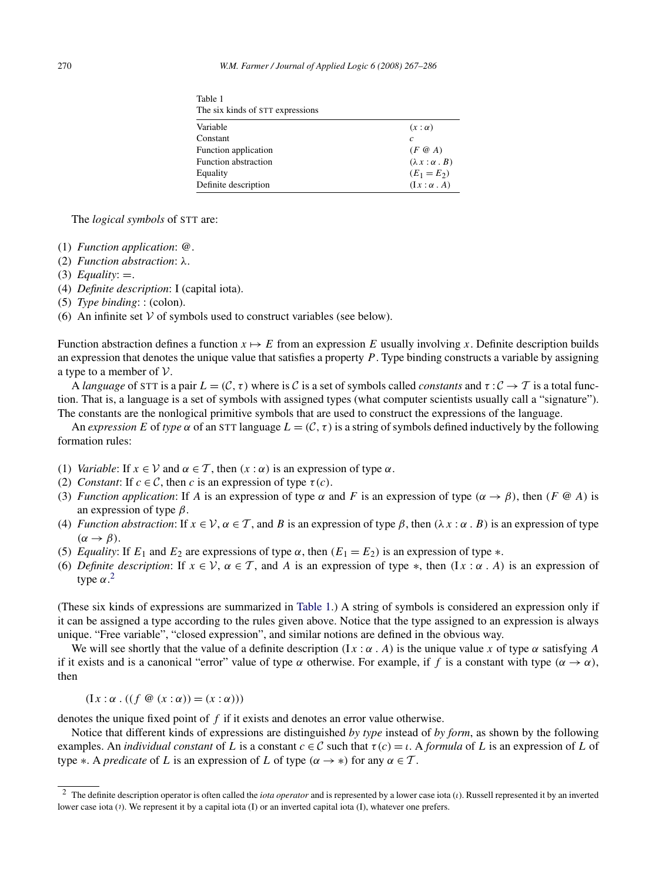Table 1
The six kinds of STT expressions

| | |
|---|---|
| Variable | $(x : \alpha)$ |
| Constant | $c$ |
| Function application | $(F \mathbin{@} A)$ |
| Function abstraction | $(\lambda\, x : \alpha \,.\, B)$ |
| Equality | $(E_1 = E_2)$ |
| Definite description | $(\mathrm{I}\, x : \alpha \,.\, A)$ |

The *logical symbols* of STT are:

(1) *Function application*: @.
(2) *Function abstraction*: $\lambda$.
(3) *Equality*: $=$.
(4) *Definite description*: I (capital iota).
(5) *Type binding*: : (colon).
(6) An infinite set $\mathcal{V}$ of symbols used to construct variables (see below).

Function abstraction defines a function $x \mapsto E$ from an expression $E$ usually involving $x$. Definite description builds an expression that denotes the unique value that satisfies a property $P$. Type binding constructs a variable by assigning a type to a member of $\mathcal{V}$.

A *language* of STT is a pair $L = (\mathcal{C}, \tau)$ where is $\mathcal{C}$ is a set of symbols called *constants* and $\tau : \mathcal{C} \to \mathcal{T}$ is a total function. That is, a language is a set of symbols with assigned types (what computer scientists usually call a "signature"). The constants are the nonlogical primitive symbols that are used to construct the expressions of the language.

An *expression* $E$ of *type* $\alpha$ of an STT language $L = (\mathcal{C}, \tau)$ is a string of symbols defined inductively by the following formation rules:

(1) *Variable*: If $x \in \mathcal{V}$ and $\alpha \in \mathcal{T}$, then $(x : \alpha)$ is an expression of type $\alpha$.
(2) *Constant*: If $c \in \mathcal{C}$, then $c$ is an expression of type $\tau(c)$.
(3) *Function application*: If $A$ is an expression of type $\alpha$ and $F$ is an expression of type $(\alpha \to \beta)$, then $(F \mathbin{@} A)$ is an expression of type $\beta$.
(4) *Function abstraction*: If $x \in \mathcal{V}$, $\alpha \in \mathcal{T}$, and $B$ is an expression of type $\beta$, then $(\lambda\, x : \alpha \,.\, B)$ is an expression of type $(\alpha \to \beta)$.
(5) *Equality*: If $E_1$ and $E_2$ are expressions of type $\alpha$, then $(E_1 = E_2)$ is an expression of type $*$.
(6) *Definite description*: If $x \in \mathcal{V}$, $\alpha \in \mathcal{T}$, and $A$ is an expression of type $*$, then $(\mathrm{I}\, x : \alpha \,.\, A)$ is an expression of type $\alpha$.[2]

(These six kinds of expressions are summarized in Table 1.) A string of symbols is considered an expression only if it can be assigned a type according to the rules given above. Notice that the type assigned to an expression is always unique. "Free variable", "closed expression", and similar notions are defined in the obvious way.

We will see shortly that the value of a definite description $(\mathrm{I}\, x : \alpha \,.\, A)$ is the unique value $x$ of type $\alpha$ satisfying $A$ if it exists and is a canonical "error" value of type $\alpha$ otherwise. For example, if $f$ is a constant with type $(\alpha \to \alpha)$, then

$$(\mathrm{I}\, x : \alpha \,.\, ((f \mathbin{@} (x : \alpha)) = (x : \alpha)))$$

denotes the unique fixed point of $f$ if it exists and denotes an error value otherwise.

Notice that different kinds of expressions are distinguished *by type* instead of *by form*, as shown by the following examples. An *individual constant* of $L$ is a constant $c \in \mathcal{C}$ such that $\tau(c) = \iota$. A *formula* of $L$ is an expression of $L$ of type $*$. A *predicate* of $L$ is an expression of $L$ of type $(\alpha \to *)$ for any $\alpha \in \mathcal{T}$.

[2] The definite description operator is often called the *iota operator* and is represented by a lower case iota ($\iota$). Russell represented it by an inverted lower case iota (℩). We represent it by a capital iota (I) or an inverted capital iota (I), whatever one prefers.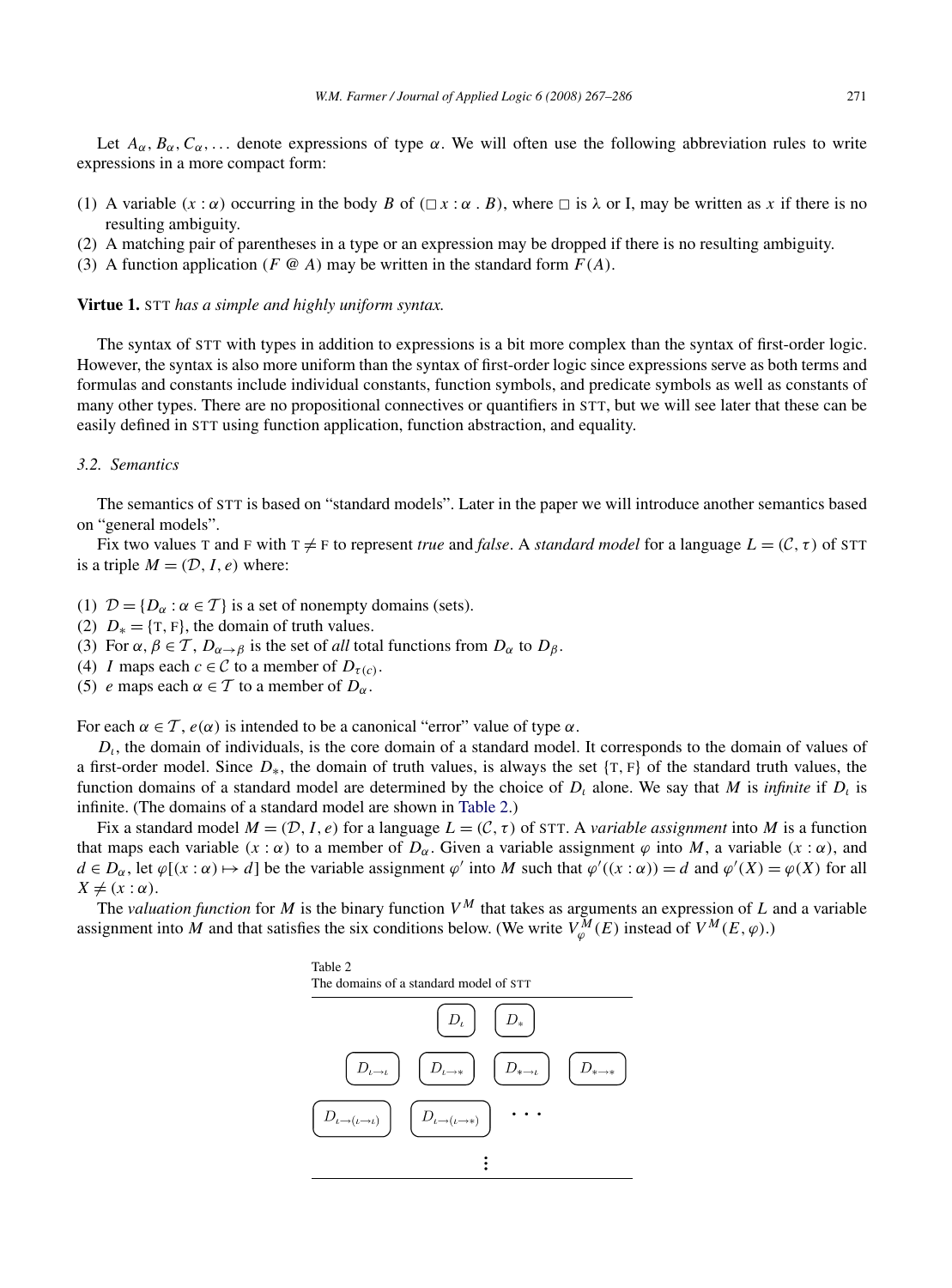Let $A_\alpha, B_\alpha, C_\alpha, \ldots$ denote expressions of type $\alpha$. We will often use the following abbreviation rules to write expressions in a more compact form:

(1) A variable $(x : \alpha)$ occurring in the body $B$ of $(\Box\, x : \alpha\, .\, B)$, where $\Box$ is $\lambda$ or I, may be written as $x$ if there is no resulting ambiguity.
(2) A matching pair of parentheses in a type or an expression may be dropped if there is no resulting ambiguity.
(3) A function application $(F \mathbin{@} A)$ may be written in the standard form $F(A)$.

**Virtue 1.** STT *has a simple and highly uniform syntax.*

The syntax of STT with types in addition to expressions is a bit more complex than the syntax of first-order logic. However, the syntax is also more uniform than the syntax of first-order logic since expressions serve as both terms and formulas and constants include individual constants, function symbols, and predicate symbols as well as constants of many other types. There are no propositional connectives or quantifiers in STT, but we will see later that these can be easily defined in STT using function application, function abstraction, and equality.

### 3.2. Semantics

The semantics of STT is based on "standard models". Later in the paper we will introduce another semantics based on "general models".

Fix two values T and F with T $\neq$ F to represent *true* and *false*. A *standard model* for a language $L = (\mathcal{C}, \tau)$ of STT is a triple $M = (\mathcal{D}, I, e)$ where:

(1) $\mathcal{D} = \{D_\alpha : \alpha \in \mathcal{T}\}$ is a set of nonempty domains (sets).
(2) $D_* = \{\mathrm{T}, \mathrm{F}\}$, the domain of truth values.
(3) For $\alpha, \beta \in \mathcal{T}$, $D_{\alpha \to \beta}$ is the set of *all* total functions from $D_\alpha$ to $D_\beta$.
(4) $I$ maps each $c \in \mathcal{C}$ to a member of $D_{\tau(c)}$.
(5) $e$ maps each $\alpha \in \mathcal{T}$ to a member of $D_\alpha$.

For each $\alpha \in \mathcal{T}$, $e(\alpha)$ is intended to be a canonical "error" value of type $\alpha$.

$D_\iota$, the domain of individuals, is the core domain of a standard model. It corresponds to the domain of values of a first-order model. Since $D_*$, the domain of truth values, is always the set $\{\mathrm{T}, \mathrm{F}\}$ of the standard truth values, the function domains of a standard model are determined by the choice of $D_\iota$ alone. We say that $M$ is *infinite* if $D_\iota$ is infinite. (The domains of a standard model are shown in Table 2.)

Fix a standard model $M = (\mathcal{D}, I, e)$ for a language $L = (\mathcal{C}, \tau)$ of STT. A *variable assignment* into $M$ is a function that maps each variable $(x : \alpha)$ to a member of $D_\alpha$. Given a variable assignment $\varphi$ into $M$, a variable $(x : \alpha)$, and $d \in D_\alpha$, let $\varphi[(x : \alpha) \mapsto d]$ be the variable assignment $\varphi'$ into $M$ such that $\varphi'((x : \alpha)) = d$ and $\varphi'(X) = \varphi(X)$ for all $X \neq (x : \alpha)$.

The *valuation function* for $M$ is the binary function $V^M$ that takes as arguments an expression of $L$ and a variable assignment into $M$ and that satisfies the six conditions below. (We write $V^M_\varphi(E)$ instead of $V^M(E, \varphi)$.)

Table 2
The domains of a standard model of STT

| | | | |
|---|---|---|---|
| | $D_\iota$ | $D_*$ | |
| $D_{\iota\to\iota}$ | $D_{\iota\to *}$ | $D_{*\to\iota}$ | $D_{*\to *}$ |
| $D_{\iota\to(\iota\to\iota)}$ | $D_{\iota\to(\iota\to *)}$ | $\cdots$ | |
| | $\vdots$ | | |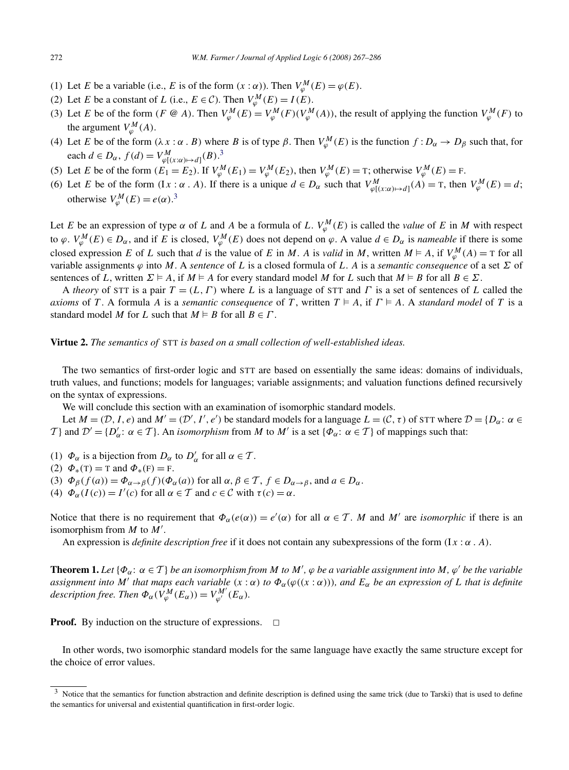(1) Let $E$ be a variable (i.e., $E$ is of the form $(x : \alpha)$). Then $V_\varphi^M(E) = \varphi(E)$.
(2) Let $E$ be a constant of $L$ (i.e., $E \in \mathcal{C}$). Then $V_\varphi^M(E) = I(E)$.
(3) Let $E$ be of the form $(F \mathbin{@} A)$. Then $V_\varphi^M(E) = V_\varphi^M(F)(V_\varphi^M(A))$, the result of applying the function $V_\varphi^M(F)$ to the argument $V_\varphi^M(A)$.
(4) Let $E$ be of the form $(\lambda\, x : \alpha \,.\, B)$ where $B$ is of type $\beta$. Then $V_\varphi^M(E)$ is the function $f : D_\alpha \to D_\beta$ such that, for each $d \in D_\alpha$, $f(d) = V_{\varphi[(x:\alpha)\mapsto d]}^M(B)$.[3]
(5) Let $E$ be of the form $(E_1 = E_2)$. If $V_\varphi^M(E_1) = V_\varphi^M(E_2)$, then $V_\varphi^M(E) = \mathrm{T}$; otherwise $V_\varphi^M(E) = \mathrm{F}$.
(6) Let $E$ be of the form $(\mathrm{I}\, x : \alpha \,.\, A)$. If there is a unique $d \in D_\alpha$ such that $V_{\varphi[(x:\alpha)\mapsto d]}^M(A) = \mathrm{T}$, then $V_\varphi^M(E) = d$; otherwise $V_\varphi^M(E) = e(\alpha)$.[3]

Let $E$ be an expression of type $\alpha$ of $L$ and $A$ be a formula of $L$. $V_\varphi^M(E)$ is called the *value* of $E$ in $M$ with respect to $\varphi$. $V_\varphi^M(E) \in D_\alpha$, and if $E$ is closed, $V_\varphi^M(E)$ does not depend on $\varphi$. A value $d \in D_\alpha$ is *nameable* if there is some closed expression $E$ of $L$ such that $d$ is the value of $E$ in $M$. $A$ is *valid* in $M$, written $M \vDash A$, if $V_\varphi^M(A) = \mathrm{T}$ for all variable assignments $\varphi$ into $M$. A *sentence* of $L$ is a closed formula of $L$. $A$ is a *semantic consequence* of a set $\Sigma$ of sentences of $L$, written $\Sigma \vDash A$, if $M \vDash A$ for every standard model $M$ for $L$ such that $M \vDash B$ for all $B \in \Sigma$.

A *theory* of STT is a pair $T = (L, \Gamma)$ where $L$ is a language of STT and $\Gamma$ is a set of sentences of $L$ called the *axioms* of $T$. A formula $A$ is a *semantic consequence* of $T$, written $T \vDash A$, if $\Gamma \vDash A$. A *standard model* of $T$ is a standard model $M$ for $L$ such that $M \vDash B$ for all $B \in \Gamma$.

**Virtue 2.** *The semantics of* STT *is based on a small collection of well-established ideas.*

The two semantics of first-order logic and STT are based on essentially the same ideas: domains of individuals, truth values, and functions; models for languages; variable assignments; and valuation functions defined recursively on the syntax of expressions.

We will conclude this section with an examination of isomorphic standard models.

Let $M = (\mathcal{D}, I, e)$ and $M' = (\mathcal{D}', I', e')$ be standard models for a language $L = (\mathcal{C}, \tau)$ of STT where $\mathcal{D} = \{D_\alpha : \alpha \in \mathcal{T}\}$ and $\mathcal{D}' = \{D'_\alpha : \alpha \in \mathcal{T}\}$. An *isomorphism* from $M$ to $M'$ is a set $\{\Phi_\alpha : \alpha \in \mathcal{T}\}$ of mappings such that:

(1) $\Phi_\alpha$ is a bijection from $D_\alpha$ to $D'_\alpha$ for all $\alpha \in \mathcal{T}$.
(2) $\Phi_*(\mathrm{T}) = \mathrm{T}$ and $\Phi_*(\mathrm{F}) = \mathrm{F}$.
(3) $\Phi_\beta(f(a)) = \Phi_{\alpha\to\beta}(f)(\Phi_\alpha(a))$ for all $\alpha, \beta \in \mathcal{T}$, $f \in D_{\alpha\to\beta}$, and $a \in D_\alpha$.
(4) $\Phi_\alpha(I(c)) = I'(c)$ for all $\alpha \in \mathcal{T}$ and $c \in \mathcal{C}$ with $\tau(c) = \alpha$.

Notice that there is no requirement that $\Phi_\alpha(e(\alpha)) = e'(\alpha)$ for all $\alpha \in \mathcal{T}$. $M$ and $M'$ are *isomorphic* if there is an isomorphism from $M$ to $M'$.

An expression is *definite description free* if it does not contain any subexpressions of the form $(\mathrm{I}\, x : \alpha \,.\, A)$.

**Theorem 1.** *Let $\{\Phi_\alpha : \alpha \in \mathcal{T}\}$ be an isomorphism from $M$ to $M'$, $\varphi$ be a variable assignment into $M$, $\varphi'$ be the variable assignment into $M'$ that maps each variable $(x : \alpha)$ to $\Phi_\alpha(\varphi((x : \alpha)))$, and $E_\alpha$ be an expression of $L$ that is definite description free. Then $\Phi_\alpha(V_\varphi^M(E_\alpha)) = V_{\varphi'}^{M'}(E_\alpha)$.*

**Proof.** By induction on the structure of expressions. $\square$

In other words, two isomorphic standard models for the same language have exactly the same structure except for the choice of error values.

[3] Notice that the semantics for function abstraction and definite description is defined using the same trick (due to Tarski) that is used to define the semantics for universal and existential quantification in first-order logic.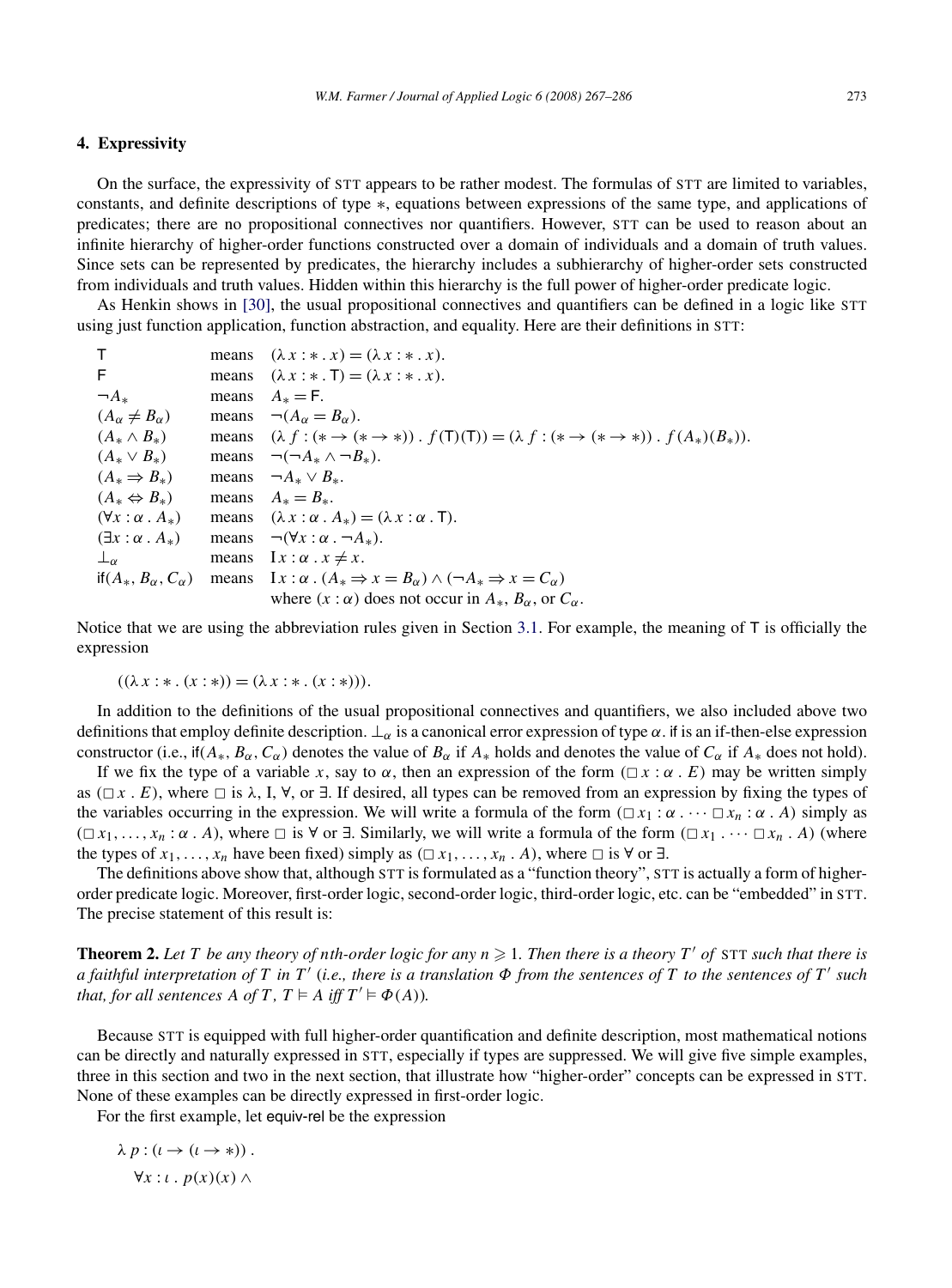## 4. Expressivity

On the surface, the expressivity of STT appears to be rather modest. The formulas of STT are limited to variables, constants, and definite descriptions of type $*$, equations between expressions of the same type, and applications of predicates; there are no propositional connectives nor quantifiers. However, STT can be used to reason about an infinite hierarchy of higher-order functions constructed over a domain of individuals and a domain of truth values. Since sets can be represented by predicates, the hierarchy includes a subhierarchy of higher-order sets constructed from individuals and truth values. Hidden within this hierarchy is the full power of higher-order predicate logic.

As Henkin shows in [30], the usual propositional connectives and quantifiers can be defined in a logic like STT using just function application, function abstraction, and equality. Here are their definitions in STT:

| | | |
|---|---|---|
| $\mathsf{T}$ | means | $(\lambda\, x : * \,.\, x) = (\lambda\, x : * \,.\, x)$. |
| $\mathsf{F}$ | means | $(\lambda\, x : * \,.\, \mathsf{T}) = (\lambda\, x : * \,.\, x)$. |
| $\neg A_*$ | means | $A_* = \mathsf{F}$. |
| $(A_\alpha \neq B_\alpha)$ | means | $\neg(A_\alpha = B_\alpha)$. |
| $(A_* \wedge B_*)$ | means | $(\lambda\, f : (* \rightarrow (* \rightarrow *)) \,.\, f(\mathsf{T})(\mathsf{T})) = (\lambda\, f : (* \rightarrow (* \rightarrow *)) \,.\, f(A_*)(B_*))$. |
| $(A_* \vee B_*)$ | means | $\neg(\neg A_* \wedge \neg B_*)$. |
| $(A_* \Rightarrow B_*)$ | means | $\neg A_* \vee B_*$. |
| $(A_* \Leftrightarrow B_*)$ | means | $A_* = B_*$. |
| $(\forall x : \alpha \,.\, A_*)$ | means | $(\lambda\, x : \alpha \,.\, A_*) = (\lambda\, x : \alpha \,.\, \mathsf{T})$. |
| $(\exists x : \alpha \,.\, A_*)$ | means | $\neg(\forall x : \alpha \,.\, \neg A_*)$. |
| $\perp_\alpha$ | means | $\mathrm{I}\, x : \alpha \,.\, x \neq x$. |
| $\mathsf{if}(A_*, B_\alpha, C_\alpha)$ | means | $\mathrm{I}\, x : \alpha \,.\, (A_* \Rightarrow x = B_\alpha) \wedge (\neg A_* \Rightarrow x = C_\alpha)$ where $(x : \alpha)$ does not occur in $A_*$, $B_\alpha$, or $C_\alpha$. |

Notice that we are using the abbreviation rules given in Section 3.1. For example, the meaning of $\mathsf{T}$ is officially the expression

$$((\lambda\, x : * \,.\, (x : *)) = (\lambda\, x : * \,.\, (x : *))).$$

In addition to the definitions of the usual propositional connectives and quantifiers, we also included above two definitions that employ definite description. $\perp_\alpha$ is a canonical error expression of type $\alpha$. $\mathsf{if}$ is an if-then-else expression constructor (i.e., $\mathsf{if}(A_*, B_\alpha, C_\alpha)$ denotes the value of $B_\alpha$ if $A_*$ holds and denotes the value of $C_\alpha$ if $A_*$ does not hold).

If we fix the type of a variable $x$, say to $\alpha$, then an expression of the form $(\Box\, x : \alpha \,.\, E)$ may be written simply as $(\Box\, x \,.\, E)$, where $\Box$ is $\lambda$, $\mathrm{I}$, $\forall$, or $\exists$. If desired, all types can be removed from an expression by fixing the types of the variables occurring in the expression. We will write a formula of the form $(\Box\, x_1 : \alpha \,.\, \cdots \Box\, x_n : \alpha \,.\, A)$ simply as $(\Box\, x_1, \ldots, x_n : \alpha \,.\, A)$, where $\Box$ is $\forall$ or $\exists$. Similarly, we will write a formula of the form $(\Box\, x_1 \,.\, \cdots \Box\, x_n \,.\, A)$ (where the types of $x_1, \ldots, x_n$ have been fixed) simply as $(\Box\, x_1, \ldots, x_n \,.\, A)$, where $\Box$ is $\forall$ or $\exists$.

The definitions above show that, although STT is formulated as a "function theory", STT is actually a form of higher-order predicate logic. Moreover, first-order logic, second-order logic, third-order logic, etc. can be "embedded" in STT. The precise statement of this result is:

**Theorem 2.** *Let $T$ be any theory of $n$th-order logic for any $n \geqslant 1$. Then there is a theory $T'$ of* STT *such that there is a faithful interpretation of $T$ in $T'$ (i.e., there is a translation $\Phi$ from the sentences of $T$ to the sentences of $T'$ such that, for all sentences $A$ of $T$, $T \vDash A$ iff $T' \vDash \Phi(A)$).*

Because STT is equipped with full higher-order quantification and definite description, most mathematical notions can be directly and naturally expressed in STT, especially if types are suppressed. We will give five simple examples, three in this section and two in the next section, that illustrate how "higher-order" concepts can be expressed in STT. None of these examples can be directly expressed in first-order logic.

For the first example, let $\mathsf{equiv\text{-}rel}$ be the expression

$$\lambda\, p : (\iota \rightarrow (\iota \rightarrow *)) \,.$$
$$\forall x : \iota \,.\, p(x)(x) \wedge$$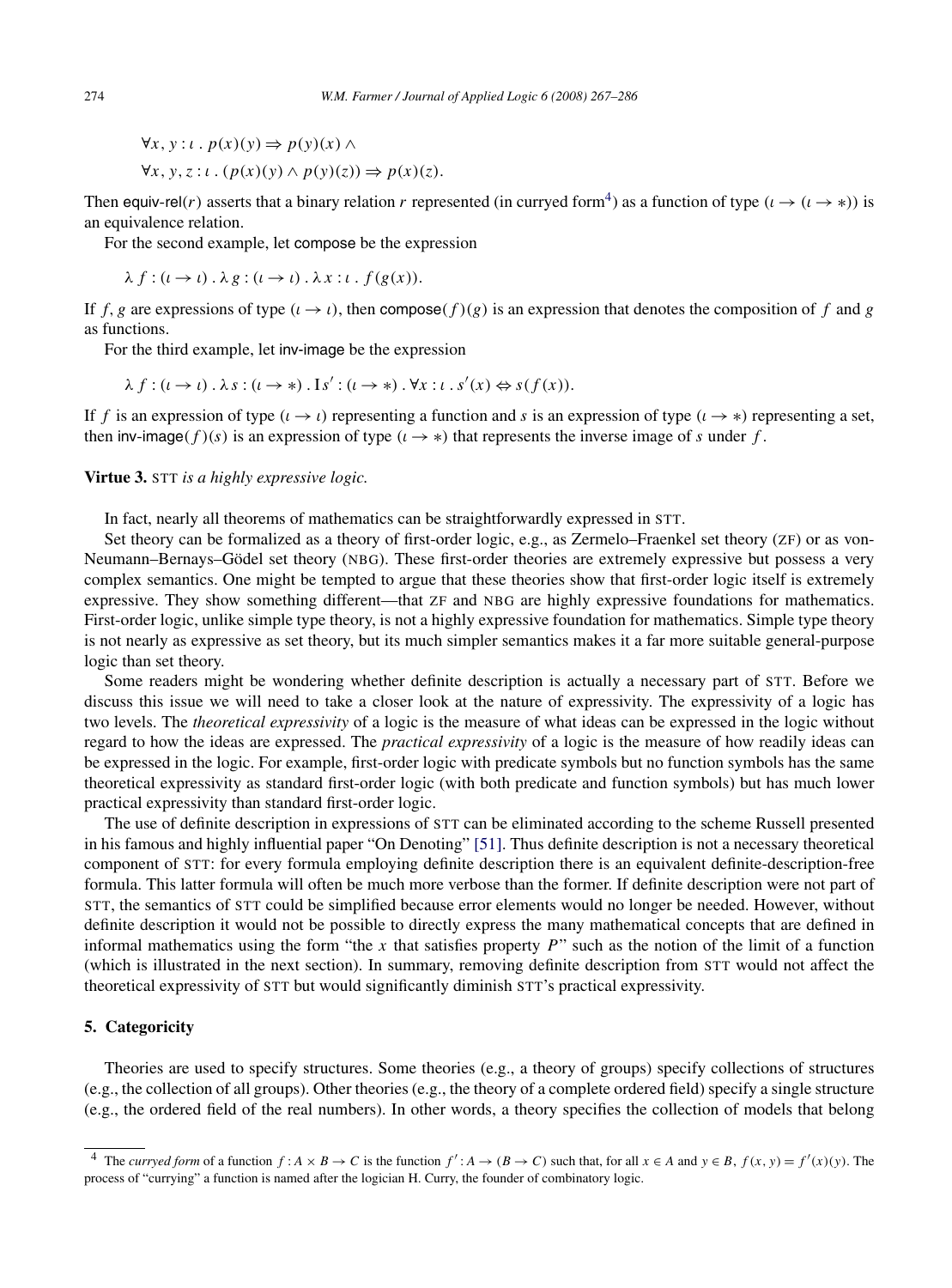$$\forall x, y : \iota \,.\, p(x)(y) \Rightarrow p(y)(x) \wedge$$

$$\forall x, y, z : \iota \,.\, (p(x)(y) \wedge p(y)(z)) \Rightarrow p(x)(z).$$

Then equiv-rel$(r)$ asserts that a binary relation $r$ represented (in curryed form[4]) as a function of type $(\iota \rightarrow (\iota \rightarrow *))$ is an equivalence relation.

For the second example, let compose be the expression

$$\lambda\, f : (\iota \rightarrow \iota) \,.\, \lambda\, g : (\iota \rightarrow \iota) \,.\, \lambda\, x : \iota \,.\, f(g(x)).$$

If $f, g$ are expressions of type $(\iota \rightarrow \iota)$, then compose$(f)(g)$ is an expression that denotes the composition of $f$ and $g$ as functions.

For the third example, let inv-image be the expression

$$\lambda\, f : (\iota \rightarrow \iota) \,.\, \lambda\, s : (\iota \rightarrow *) \,.\, \mathrm{I}\, s' : (\iota \rightarrow *) \,.\, \forall x : \iota \,.\, s'(x) \Leftrightarrow s(f(x)).$$

If $f$ is an expression of type $(\iota \rightarrow \iota)$ representing a function and $s$ is an expression of type $(\iota \rightarrow *)$ representing a set, then inv-image$(f)(s)$ is an expression of type $(\iota \rightarrow *)$ that represents the inverse image of $s$ under $f$.

**Virtue 3.** STT *is a highly expressive logic.*

In fact, nearly all theorems of mathematics can be straightforwardly expressed in STT.

Set theory can be formalized as a theory of first-order logic, e.g., as Zermelo–Fraenkel set theory (ZF) or as von-Neumann–Bernays–Gödel set theory (NBG). These first-order theories are extremely expressive but possess a very complex semantics. One might be tempted to argue that these theories show that first-order logic itself is extremely expressive. They show something different—that ZF and NBG are highly expressive foundations for mathematics. First-order logic, unlike simple type theory, is not a highly expressive foundation for mathematics. Simple type theory is not nearly as expressive as set theory, but its much simpler semantics makes it a far more suitable general-purpose logic than set theory.

Some readers might be wondering whether definite description is actually a necessary part of STT. Before we discuss this issue we will need to take a closer look at the nature of expressivity. The expressivity of a logic has two levels. The *theoretical expressivity* of a logic is the measure of what ideas can be expressed in the logic without regard to how the ideas are expressed. The *practical expressivity* of a logic is the measure of how readily ideas can be expressed in the logic. For example, first-order logic with predicate symbols but no function symbols has the same theoretical expressivity as standard first-order logic (with both predicate and function symbols) but has much lower practical expressivity than standard first-order logic.

The use of definite description in expressions of STT can be eliminated according to the scheme Russell presented in his famous and highly influential paper "On Denoting" [51]. Thus definite description is not a necessary theoretical component of STT: for every formula employing definite description there is an equivalent definite-description-free formula. This latter formula will often be much more verbose than the former. If definite description were not part of STT, the semantics of STT could be simplified because error elements would no longer be needed. However, without definite description it would not be possible to directly express the many mathematical concepts that are defined in informal mathematics using the form "the $x$ that satisfies property $P$" such as the notion of the limit of a function (which is illustrated in the next section). In summary, removing definite description from STT would not affect the theoretical expressivity of STT but would significantly diminish STT's practical expressivity.

## 5. Categoricity

Theories are used to specify structures. Some theories (e.g., a theory of groups) specify collections of structures (e.g., the collection of all groups). Other theories (e.g., the theory of a complete ordered field) specify a single structure (e.g., the ordered field of the real numbers). In other words, a theory specifies the collection of models that belong

---

[4] The *curryed form* of a function $f : A \times B \rightarrow C$ is the function $f' : A \rightarrow (B \rightarrow C)$ such that, for all $x \in A$ and $y \in B$, $f(x, y) = f'(x)(y)$. The process of "currying" a function is named after the logician H. Curry, the founder of combinatory logic.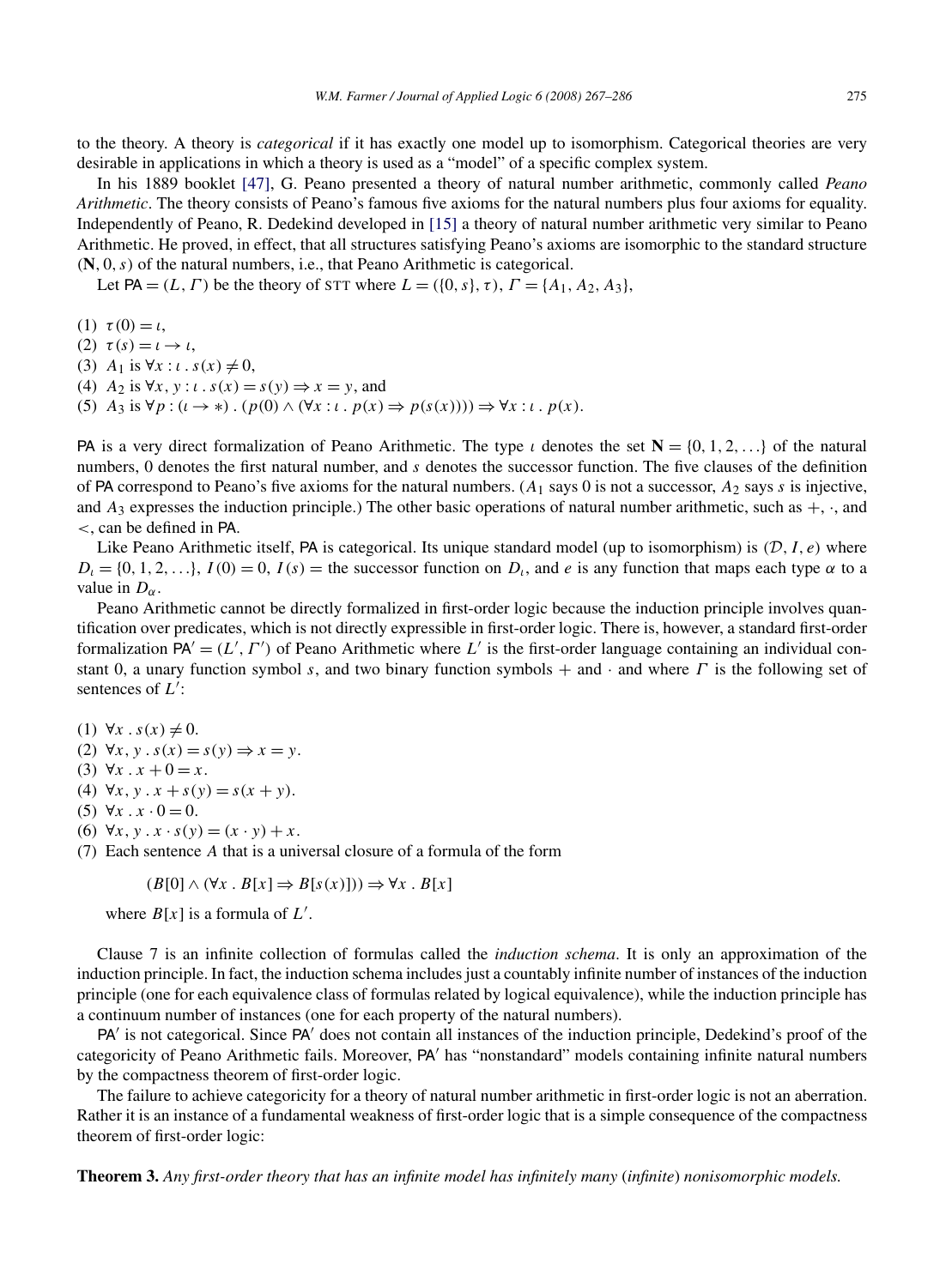to the theory. A theory is *categorical* if it has exactly one model up to isomorphism. Categorical theories are very desirable in applications in which a theory is used as a "model" of a specific complex system.

In his 1889 booklet [47], G. Peano presented a theory of natural number arithmetic, commonly called *Peano Arithmetic*. The theory consists of Peano's famous five axioms for the natural numbers plus four axioms for equality. Independently of Peano, R. Dedekind developed in [15] a theory of natural number arithmetic very similar to Peano Arithmetic. He proved, in effect, that all structures satisfying Peano's axioms are isomorphic to the standard structure $(\mathbf{N}, 0, s)$ of the natural numbers, i.e., that Peano Arithmetic is categorical.

Let $\mathsf{PA} = (L, \Gamma)$ be the theory of STT where $L = (\{0, s\}, \tau)$, $\Gamma = \{A_1, A_2, A_3\}$,

(1) $\tau(0) = \iota$,
(2) $\tau(s) = \iota \to \iota$,
(3) $A_1$ is $\forall x : \iota \,.\, s(x) \neq 0$,
(4) $A_2$ is $\forall x, y : \iota \,.\, s(x) = s(y) \Rightarrow x = y$, and
(5) $A_3$ is $\forall p : (\iota \to *) \,.\, (p(0) \wedge (\forall x : \iota \,.\, p(x) \Rightarrow p(s(x)))) \Rightarrow \forall x : \iota \,.\, p(x)$.

$\mathsf{PA}$ is a very direct formalization of Peano Arithmetic. The type $\iota$ denotes the set $\mathbf{N} = \{0, 1, 2, \ldots\}$ of the natural numbers, 0 denotes the first natural number, and $s$ denotes the successor function. The five clauses of the definition of $\mathsf{PA}$ correspond to Peano's five axioms for the natural numbers. ($A_1$ says 0 is not a successor, $A_2$ says $s$ is injective, and $A_3$ expresses the induction principle.) The other basic operations of natural number arithmetic, such as $+$, $\cdot$, and $<$, can be defined in $\mathsf{PA}$.

Like Peano Arithmetic itself, $\mathsf{PA}$ is categorical. Its unique standard model (up to isomorphism) is $(\mathcal{D}, I, e)$ where $D_\iota = \{0, 1, 2, \ldots\}$, $I(0) = 0$, $I(s) =$ the successor function on $D_\iota$, and $e$ is any function that maps each type $\alpha$ to a value in $D_\alpha$.

Peano Arithmetic cannot be directly formalized in first-order logic because the induction principle involves quantification over predicates, which is not directly expressible in first-order logic. There is, however, a standard first-order formalization $\mathsf{PA}' = (L', \Gamma')$ of Peano Arithmetic where $L'$ is the first-order language containing an individual constant 0, a unary function symbol $s$, and two binary function symbols $+$ and $\cdot$ and where $\Gamma$ is the following set of sentences of $L'$:

(1) $\forall x \,.\, s(x) \neq 0$.
(2) $\forall x, y \,.\, s(x) = s(y) \Rightarrow x = y$.
(3) $\forall x \,.\, x + 0 = x$.
(4) $\forall x, y \,.\, x + s(y) = s(x + y)$.
(5) $\forall x \,.\, x \cdot 0 = 0$.
(6) $\forall x, y \,.\, x \cdot s(y) = (x \cdot y) + x$.
(7) Each sentence $A$ that is a universal closure of a formula of the form

$$(B[0] \wedge (\forall x \,.\, B[x] \Rightarrow B[s(x)])) \Rightarrow \forall x \,.\, B[x]$$

where $B[x]$ is a formula of $L'$.

Clause 7 is an infinite collection of formulas called the *induction schema*. It is only an approximation of the induction principle. In fact, the induction schema includes just a countably infinite number of instances of the induction principle (one for each equivalence class of formulas related by logical equivalence), while the induction principle has a continuum number of instances (one for each property of the natural numbers).

$\mathsf{PA}'$ is not categorical. Since $\mathsf{PA}'$ does not contain all instances of the induction principle, Dedekind's proof of the categoricity of Peano Arithmetic fails. Moreover, $\mathsf{PA}'$ has "nonstandard" models containing infinite natural numbers by the compactness theorem of first-order logic.

The failure to achieve categoricity for a theory of natural number arithmetic in first-order logic is not an aberration. Rather it is an instance of a fundamental weakness of first-order logic that is a simple consequence of the compactness theorem of first-order logic:

**Theorem 3.** *Any first-order theory that has an infinite model has infinitely many* (*infinite*) *nonisomorphic models.*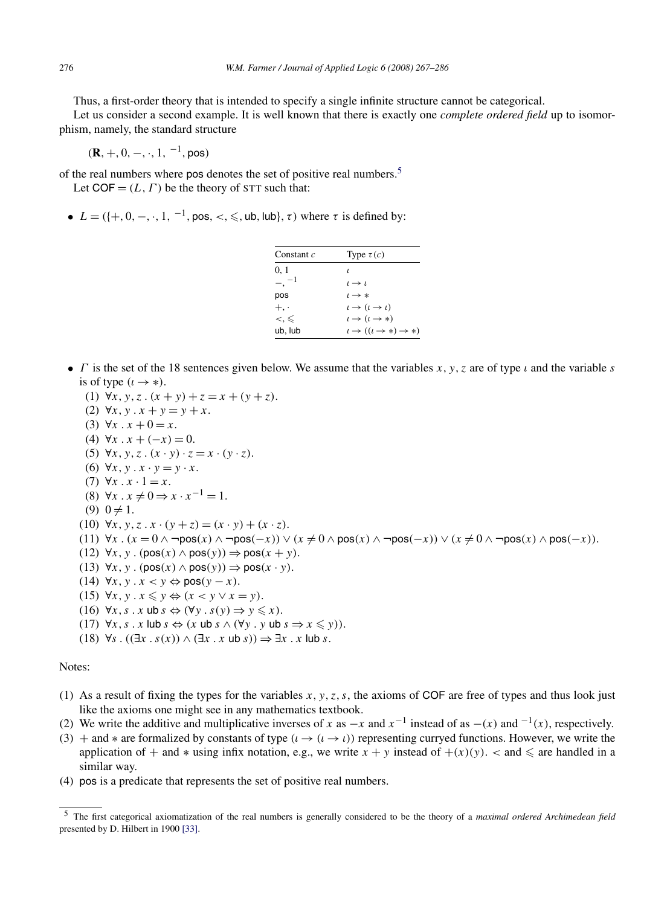Thus, a first-order theory that is intended to specify a single infinite structure cannot be categorical.

Let us consider a second example. It is well known that there is exactly one *complete ordered field* up to isomorphism, namely, the standard structure

$$(\mathbf{R}, +, 0, -, \cdot, 1, {}^{-1}, \mathsf{pos})$$

of the real numbers where pos denotes the set of positive real numbers.[5]

Let $\mathsf{COF} = (L, \Gamma)$ be the theory of STT such that:

- $L = (\{+, 0, -, \cdot, 1, {}^{-1}, \mathsf{pos}, <, \leqslant, \mathsf{ub}, \mathsf{lub}\}, \tau)$ where $\tau$ is defined by:

| Constant $c$ | Type $\tau(c)$ |
|---|---|
| $0, 1$ | $\iota$ |
| $-, {}^{-1}$ | $\iota \to \iota$ |
| pos | $\iota \to *$ |
| $+, \cdot$ | $\iota \to (\iota \to \iota)$ |
| $<, \leqslant$ | $\iota \to (\iota \to *)$ |
| ub, lub | $\iota \to ((\iota \to *) \to *)$ |

- $\Gamma$ is the set of the 18 sentences given below. We assume that the variables $x, y, z$ are of type $\iota$ and the variable $s$ is of type $(\iota \to *)$.
  (1) $\forall x, y, z \,.\, (x + y) + z = x + (y + z)$.
  (2) $\forall x, y \,.\, x + y = y + x$.
  (3) $\forall x \,.\, x + 0 = x$.
  (4) $\forall x \,.\, x + (-x) = 0$.
  (5) $\forall x, y, z \,.\, (x \cdot y) \cdot z = x \cdot (y \cdot z)$.
  (6) $\forall x, y \,.\, x \cdot y = y \cdot x$.
  (7) $\forall x \,.\, x \cdot 1 = x$.
  (8) $\forall x \,.\, x \neq 0 \Rightarrow x \cdot x^{-1} = 1$.
  (9) $0 \neq 1$.
  (10) $\forall x, y, z \,.\, x \cdot (y + z) = (x \cdot y) + (x \cdot z)$.
  (11) $\forall x \,.\, (x = 0 \wedge \neg\mathsf{pos}(x) \wedge \neg\mathsf{pos}(-x)) \vee (x \neq 0 \wedge \mathsf{pos}(x) \wedge \neg\mathsf{pos}(-x)) \vee (x \neq 0 \wedge \neg\mathsf{pos}(x) \wedge \mathsf{pos}(-x))$.
  (12) $\forall x, y \,.\, (\mathsf{pos}(x) \wedge \mathsf{pos}(y)) \Rightarrow \mathsf{pos}(x + y)$.
  (13) $\forall x, y \,.\, (\mathsf{pos}(x) \wedge \mathsf{pos}(y)) \Rightarrow \mathsf{pos}(x \cdot y)$.
  (14) $\forall x, y \,.\, x < y \Leftrightarrow \mathsf{pos}(y - x)$.
  (15) $\forall x, y \,.\, x \leqslant y \Leftrightarrow (x < y \vee x = y)$.
  (16) $\forall x, s \,.\, x \,\mathsf{ub}\, s \Leftrightarrow (\forall y \,.\, s(y) \Rightarrow y \leqslant x)$.
  (17) $\forall x, s \,.\, x \,\mathsf{lub}\, s \Leftrightarrow (x \,\mathsf{ub}\, s \wedge (\forall y \,.\, y \,\mathsf{ub}\, s \Rightarrow x \leqslant y))$.
  (18) $\forall s \,.\, ((\exists x \,.\, s(x)) \wedge (\exists x \,.\, x \,\mathsf{ub}\, s)) \Rightarrow \exists x \,.\, x \,\mathsf{lub}\, s$.

Notes:

(1) As a result of fixing the types for the variables $x, y, z, s$, the axioms of COF are free of types and thus look just like the axioms one might see in any mathematics textbook.
(2) We write the additive and multiplicative inverses of $x$ as $-x$ and $x^{-1}$ instead of as $-(x)$ and ${}^{-1}(x)$, respectively.
(3) $+$ and $*$ are formalized by constants of type $(\iota \to (\iota \to \iota))$ representing curryed functions. However, we write the application of $+$ and $*$ using infix notation, e.g., we write $x + y$ instead of $+(x)(y)$. $<$ and $\leqslant$ are handled in a similar way.
(4) pos is a predicate that represents the set of positive real numbers.

[5] The first categorical axiomatization of the real numbers is generally considered to be the theory of a *maximal ordered Archimedean field* presented by D. Hilbert in 1900 [33].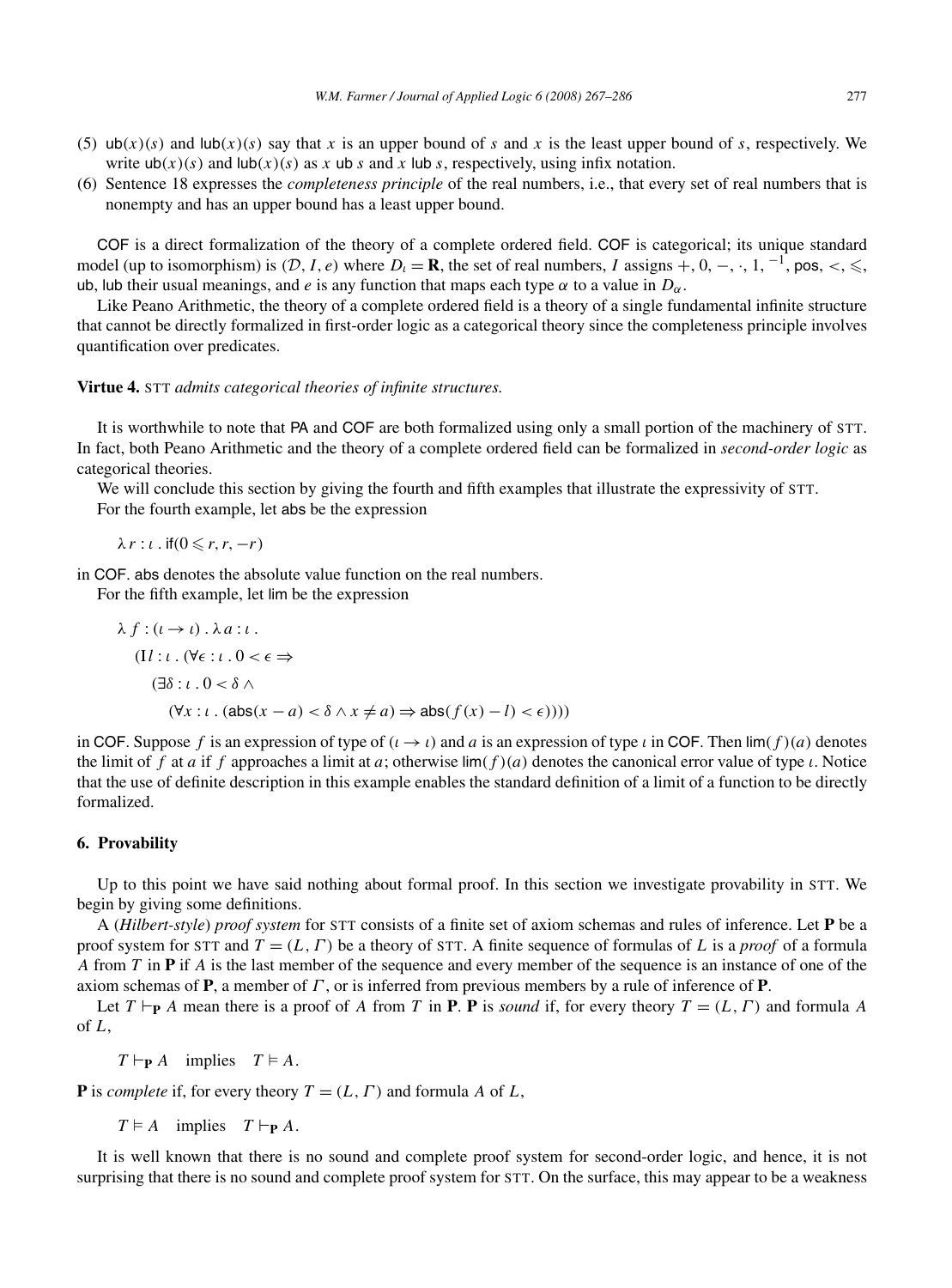(5) $\mathsf{ub}(x)(s)$ and $\mathsf{lub}(x)(s)$ say that $x$ is an upper bound of $s$ and $x$ is the least upper bound of $s$, respectively. We write $\mathsf{ub}(x)(s)$ and $\mathsf{lub}(x)(s)$ as $x$ $\mathsf{ub}$ $s$ and $x$ $\mathsf{lub}$ $s$, respectively, using infix notation.

(6) Sentence 18 expresses the *completeness principle* of the real numbers, i.e., that every set of real numbers that is nonempty and has an upper bound has a least upper bound.

COF is a direct formalization of the theory of a complete ordered field. COF is categorical; its unique standard model (up to isomorphism) is $(\mathcal{D}, I, e)$ where $D_\iota = \mathbf{R}$, the set of real numbers, $I$ assigns $+, 0, -, \cdot, 1, {}^{-1}$, $\mathsf{pos}$, $<$, $\leqslant$, $\mathsf{ub}$, $\mathsf{lub}$ their usual meanings, and $e$ is any function that maps each type $\alpha$ to a value in $D_\alpha$.

Like Peano Arithmetic, the theory of a complete ordered field is a theory of a single fundamental infinite structure that cannot be directly formalized in first-order logic as a categorical theory since the completeness principle involves quantification over predicates.

**Virtue 4.** STT *admits categorical theories of infinite structures.*

It is worthwhile to note that PA and COF are both formalized using only a small portion of the machinery of STT. In fact, both Peano Arithmetic and the theory of a complete ordered field can be formalized in *second-order logic* as categorical theories.

We will conclude this section by giving the fourth and fifth examples that illustrate the expressivity of STT.

For the fourth example, let abs be the expression

$$\lambda\, r : \iota \,.\, \mathsf{if}(0 \leqslant r, r, -r)$$

in COF. abs denotes the absolute value function on the real numbers.

For the fifth example, let lim be the expression

$$\begin{aligned}
&\lambda\, f : (\iota \to \iota) \,.\, \lambda\, a : \iota \,. \\
&\quad (\mathrm{I}\, l : \iota \,.\, (\forall \epsilon : \iota \,.\, 0 < \epsilon \Rightarrow \\
&\qquad (\exists \delta : \iota \,.\, 0 < \delta \wedge \\
&\qquad\quad (\forall x : \iota \,.\, (\mathsf{abs}(x - a) < \delta \wedge x \neq a) \Rightarrow \mathsf{abs}(f(x) - l) < \epsilon))))
\end{aligned}$$

in COF. Suppose $f$ is an expression of type of $(\iota \to \iota)$ and $a$ is an expression of type $\iota$ in COF. Then $\mathsf{lim}(f)(a)$ denotes the limit of $f$ at $a$ if $f$ approaches a limit at $a$; otherwise $\mathsf{lim}(f)(a)$ denotes the canonical error value of type $\iota$. Notice that the use of definite description in this example enables the standard definition of a limit of a function to be directly formalized.

## 6. Provability

Up to this point we have said nothing about formal proof. In this section we investigate provability in STT. We begin by giving some definitions.

A (*Hilbert-style*) *proof system* for STT consists of a finite set of axiom schemas and rules of inference. Let $\mathbf{P}$ be a proof system for STT and $T = (L, \Gamma)$ be a theory of STT. A finite sequence of formulas of $L$ is a *proof* of a formula $A$ from $T$ in $\mathbf{P}$ if $A$ is the last member of the sequence and every member of the sequence is an instance of one of the axiom schemas of $\mathbf{P}$, a member of $\Gamma$, or is inferred from previous members by a rule of inference of $\mathbf{P}$.

Let $T \vdash_{\mathbf{P}} A$ mean there is a proof of $A$ from $T$ in $\mathbf{P}$. $\mathbf{P}$ is *sound* if, for every theory $T = (L, \Gamma)$ and formula $A$ of $L$,

$$T \vdash_{\mathbf{P}} A \quad \text{implies} \quad T \vDash A.$$

$\mathbf{P}$ is *complete* if, for every theory $T = (L, \Gamma)$ and formula $A$ of $L$,

$$T \vDash A \quad \text{implies} \quad T \vdash_{\mathbf{P}} A.$$

It is well known that there is no sound and complete proof system for second-order logic, and hence, it is not surprising that there is no sound and complete proof system for STT. On the surface, this may appear to be a weakness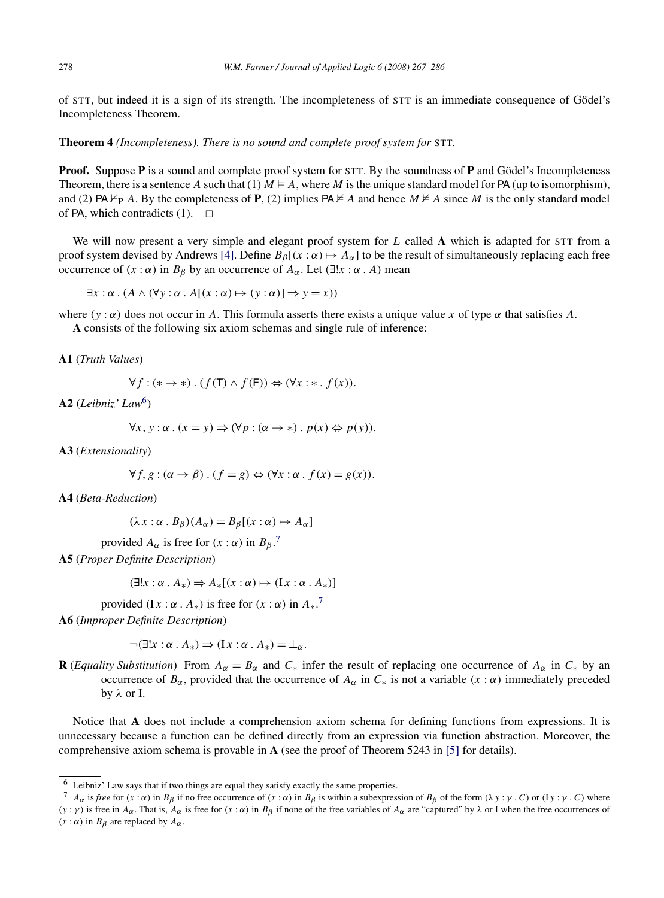of STT, but indeed it is a sign of its strength. The incompleteness of STT is an immediate consequence of Gödel's Incompleteness Theorem.

**Theorem 4** *(Incompleteness). There is no sound and complete proof system for* STT.

**Proof.** Suppose **P** is a sound and complete proof system for STT. By the soundness of **P** and Gödel's Incompleteness Theorem, there is a sentence $A$ such that (1) $M \vDash A$, where $M$ is the unique standard model for PA (up to isomorphism), and (2) $\mathsf{PA} \nvdash_{\mathbf{P}} A$. By the completeness of **P**, (2) implies $\mathsf{PA} \nvDash A$ and hence $M \nvDash A$ since $M$ is the only standard model of PA, which contradicts (1). $\square$

We will now present a very simple and elegant proof system for $L$ called **A** which is adapted for STT from a proof system devised by Andrews [4]. Define $B_\beta[(x:\alpha) \mapsto A_\alpha]$ to be the result of simultaneously replacing each free occurrence of $(x:\alpha)$ in $B_\beta$ by an occurrence of $A_\alpha$. Let $(\exists! x:\alpha \,.\, A)$ mean

$$\exists x:\alpha \,.\, (A \wedge (\forall y:\alpha \,.\, A[(x:\alpha) \mapsto (y:\alpha)] \Rightarrow y = x))$$

where $(y:\alpha)$ does not occur in $A$. This formula asserts there exists a unique value $x$ of type $\alpha$ that satisfies $A$.

**A** consists of the following six axiom schemas and single rule of inference:

**A1** (*Truth Values*)

$$\forall f:(* \to *) \,.\, (f(\mathsf{T}) \wedge f(\mathsf{F})) \Leftrightarrow (\forall x:* \,.\, f(x)).$$

**A2** (*Leibniz' Law*[6])

$$\forall x, y:\alpha \,.\, (x = y) \Rightarrow (\forall p:(\alpha \to *) \,.\, p(x) \Leftrightarrow p(y)).$$

**A3** (*Extensionality*)

$$\forall f, g:(\alpha \to \beta) \,.\, (f = g) \Leftrightarrow (\forall x:\alpha \,.\, f(x) = g(x)).$$

**A4** (*Beta-Reduction*)

$$(\lambda\, x:\alpha \,.\, B_\beta)(A_\alpha) = B_\beta[(x:\alpha) \mapsto A_\alpha]$$

provided $A_\alpha$ is free for $(x:\alpha)$ in $B_\beta$.[7]

**A5** (*Proper Definite Description*)

$$(\exists! x:\alpha \,.\, A_*) \Rightarrow A_*[(x:\alpha) \mapsto (\mathrm{I}\, x:\alpha \,.\, A_*)]$$

provided $(\mathrm{I}\, x:\alpha \,.\, A_*)$ is free for $(x:\alpha)$ in $A_*$.[7]

**A6** (*Improper Definite Description*)

$$\neg(\exists! x:\alpha \,.\, A_*) \Rightarrow (\mathrm{I}\, x:\alpha \,.\, A_*) = \bot_\alpha.$$

**R** (*Equality Substitution*) From $A_\alpha = B_\alpha$ and $C_*$ infer the result of replacing one occurrence of $A_\alpha$ in $C_*$ by an occurrence of $B_\alpha$, provided that the occurrence of $A_\alpha$ in $C_*$ is not a variable $(x:\alpha)$ immediately preceded by λ or I.

Notice that **A** does not include a comprehension axiom schema for defining functions from expressions. It is unnecessary because a function can be defined directly from an expression via function abstraction. Moreover, the comprehensive axiom schema is provable in **A** (see the proof of Theorem 5243 in [5] for details).

---

[6] Leibniz' Law says that if two things are equal they satisfy exactly the same properties.

[7] $A_\alpha$ is *free* for $(x:\alpha)$ in $B_\beta$ if no free occurrence of $(x:\alpha)$ in $B_\beta$ is within a subexpression of $B_\beta$ of the form $(\lambda\, y:\gamma \,.\, C)$ or $(\mathrm{I}\, y:\gamma \,.\, C)$ where $(y:\gamma)$ is free in $A_\alpha$. That is, $A_\alpha$ is free for $(x:\alpha)$ in $B_\beta$ if none of the free variables of $A_\alpha$ are "captured" by λ or I when the free occurrences of $(x:\alpha)$ in $B_\beta$ are replaced by $A_\alpha$.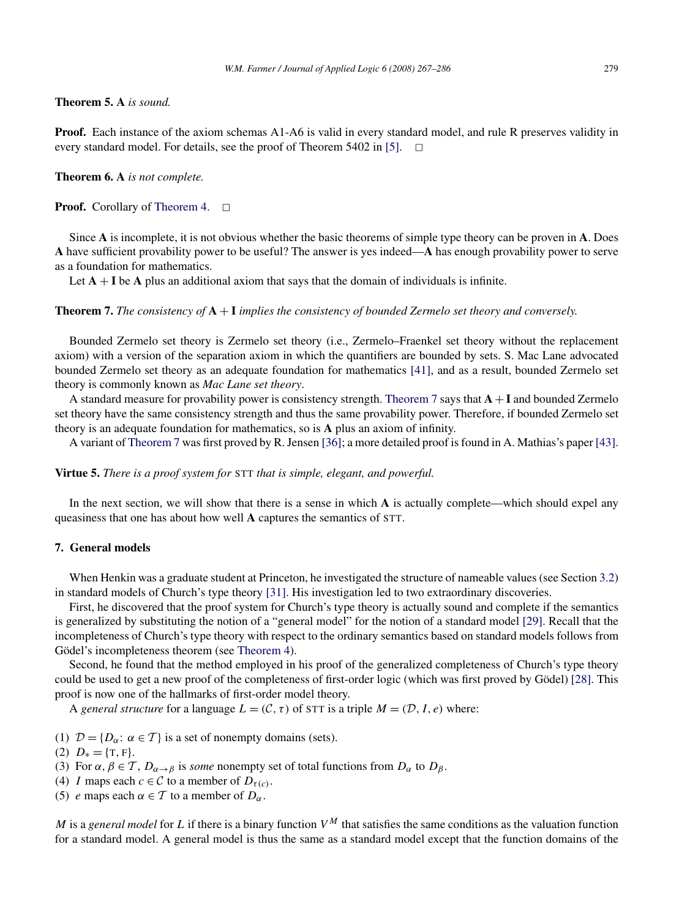**Theorem 5.** **A** *is sound.*

**Proof.** Each instance of the axiom schemas A1-A6 is valid in every standard model, and rule R preserves validity in every standard model. For details, see the proof of Theorem 5402 in [5]. □

**Theorem 6.** **A** *is not complete.*

**Proof.** Corollary of Theorem 4. □

Since **A** is incomplete, it is not obvious whether the basic theorems of simple type theory can be proven in **A**. Does **A** have sufficient provability power to be useful? The answer is yes indeed—**A** has enough provability power to serve as a foundation for mathematics.

Let **A** + **I** be **A** plus an additional axiom that says that the domain of individuals is infinite.

**Theorem 7.** *The consistency of* **A** + **I** *implies the consistency of bounded Zermelo set theory and conversely.*

Bounded Zermelo set theory is Zermelo set theory (i.e., Zermelo–Fraenkel set theory without the replacement axiom) with a version of the separation axiom in which the quantifiers are bounded by sets. S. Mac Lane advocated bounded Zermelo set theory as an adequate foundation for mathematics [41], and as a result, bounded Zermelo set theory is commonly known as *Mac Lane set theory*.

A standard measure for provability power is consistency strength. Theorem 7 says that **A** + **I** and bounded Zermelo set theory have the same consistency strength and thus the same provability power. Therefore, if bounded Zermelo set theory is an adequate foundation for mathematics, so is **A** plus an axiom of infinity.

A variant of Theorem 7 was first proved by R. Jensen [36]; a more detailed proof is found in A. Mathias's paper [43].

**Virtue 5.** *There is a proof system for* STT *that is simple, elegant, and powerful.*

In the next section, we will show that there is a sense in which **A** is actually complete—which should expel any queasiness that one has about how well **A** captures the semantics of STT.

## 7. General models

When Henkin was a graduate student at Princeton, he investigated the structure of nameable values (see Section 3.2) in standard models of Church's type theory [31]. His investigation led to two extraordinary discoveries.

First, he discovered that the proof system for Church's type theory is actually sound and complete if the semantics is generalized by substituting the notion of a "general model" for the notion of a standard model [29]. Recall that the incompleteness of Church's type theory with respect to the ordinary semantics based on standard models follows from Gödel's incompleteness theorem (see Theorem 4).

Second, he found that the method employed in his proof of the generalized completeness of Church's type theory could be used to get a new proof of the completeness of first-order logic (which was first proved by Gödel) [28]. This proof is now one of the hallmarks of first-order model theory.

A *general structure* for a language $L = (\mathcal{C}, \tau)$ of STT is a triple $M = (\mathcal{D}, I, e)$ where:

(1) $\mathcal{D} = \{D_\alpha \colon \alpha \in \mathcal{T}\}$ is a set of nonempty domains (sets).
(2) $D_* = \{\mathrm{T}, \mathrm{F}\}$.
(3) For $\alpha, \beta \in \mathcal{T}$, $D_{\alpha \to \beta}$ is *some* nonempty set of total functions from $D_\alpha$ to $D_\beta$.
(4) $I$ maps each $c \in \mathcal{C}$ to a member of $D_{\tau(c)}$.
(5) $e$ maps each $\alpha \in \mathcal{T}$ to a member of $D_\alpha$.

$M$ is a *general model* for $L$ if there is a binary function $V^M$ that satisfies the same conditions as the valuation function for a standard model. A general model is thus the same as a standard model except that the function domains of the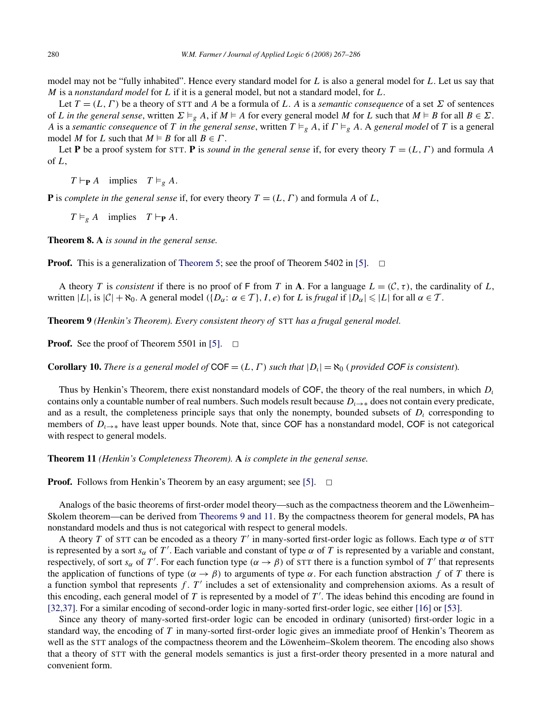model may not be "fully inhabited". Hence every standard model for $L$ is also a general model for $L$. Let us say that $M$ is a *nonstandard model* for $L$ if it is a general model, but not a standard model, for $L$.

Let $T = (L, \Gamma)$ be a theory of STT and $A$ be a formula of $L$. $A$ is a *semantic consequence* of a set $\Sigma$ of sentences of $L$ *in the general sense*, written $\Sigma \vDash_g A$, if $M \vDash A$ for every general model $M$ for $L$ such that $M \vDash B$ for all $B \in \Sigma$. $A$ is a *semantic consequence* of $T$ *in the general sense*, written $T \vDash_g A$, if $\Gamma \vDash_g A$. A *general model* of $T$ is a general model $M$ for $L$ such that $M \vDash B$ for all $B \in \Gamma$.

Let **P** be a proof system for STT. **P** is *sound in the general sense* if, for every theory $T = (L, \Gamma)$ and formula $A$ of $L$,

$$T \vdash_{\mathbf{P}} A \quad \text{implies} \quad T \vDash_g A.$$

**P** is *complete in the general sense* if, for every theory $T = (L, \Gamma)$ and formula $A$ of $L$,

$$T \vDash_g A \quad \text{implies} \quad T \vdash_{\mathbf{P}} A.$$

**Theorem 8.** **A** *is sound in the general sense.*

**Proof.** This is a generalization of Theorem 5; see the proof of Theorem 5402 in [5]. □

A theory $T$ is *consistent* if there is no proof of $\mathsf{F}$ from $T$ in **A**. For a language $L = (\mathcal{C}, \tau)$, the cardinality of $L$, written $|L|$, is $|\mathcal{C}| + \aleph_0$. A general model $(\{D_\alpha \colon \alpha \in \mathcal{T}\}, I, e)$ for $L$ is *frugal* if $|D_\alpha| \leqslant |L|$ for all $\alpha \in \mathcal{T}$.

**Theorem 9** *(Henkin's Theorem). Every consistent theory of* STT *has a frugal general model.*

**Proof.** See the proof of Theorem 5501 in [5]. □

**Corollary 10.** *There is a general model of* $\mathsf{COF} = (L, \Gamma)$ *such that* $|D_\iota| = \aleph_0$ *(provided* $\mathsf{COF}$ *is consistent).*

Thus by Henkin's Theorem, there exist nonstandard models of $\mathsf{COF}$, the theory of the real numbers, in which $D_\iota$ contains only a countable number of real numbers. Such models result because $D_{\iota \to *}$ does not contain every predicate, and as a result, the completeness principle says that only the nonempty, bounded subsets of $D_\iota$ corresponding to members of $D_{\iota \to *}$ have least upper bounds. Note that, since $\mathsf{COF}$ has a nonstandard model, $\mathsf{COF}$ is not categorical with respect to general models.

**Theorem 11** *(Henkin's Completeness Theorem).* **A** *is complete in the general sense.*

**Proof.** Follows from Henkin's Theorem by an easy argument; see [5]. □

Analogs of the basic theorems of first-order model theory—such as the compactness theorem and the Löwenheim–Skolem theorem—can be derived from Theorems 9 and 11. By the compactness theorem for general models, $\mathsf{PA}$ has nonstandard models and thus is not categorical with respect to general models.

A theory $T$ of STT can be encoded as a theory $T'$ in many-sorted first-order logic as follows. Each type $\alpha$ of STT is represented by a sort $s_\alpha$ of $T'$. Each variable and constant of type $\alpha$ of $T$ is represented by a variable and constant, respectively, of sort $s_\alpha$ of $T'$. For each function type $(\alpha \to \beta)$ of STT there is a function symbol of $T'$ that represents the application of functions of type $(\alpha \to \beta)$ to arguments of type $\alpha$. For each function abstraction $f$ of $T$ there is a function symbol that represents $f$. $T'$ includes a set of extensionality and comprehension axioms. As a result of this encoding, each general model of $T$ is represented by a model of $T'$. The ideas behind this encoding are found in [32,37]. For a similar encoding of second-order logic in many-sorted first-order logic, see either [16] or [53].

Since any theory of many-sorted first-order logic can be encoded in ordinary (unsorted) first-order logic in a standard way, the encoding of $T$ in many-sorted first-order logic gives an immediate proof of Henkin's Theorem as well as the STT analogs of the compactness theorem and the Löwenheim–Skolem theorem. The encoding also shows that a theory of STT with the general models semantics is just a first-order theory presented in a more natural and convenient form.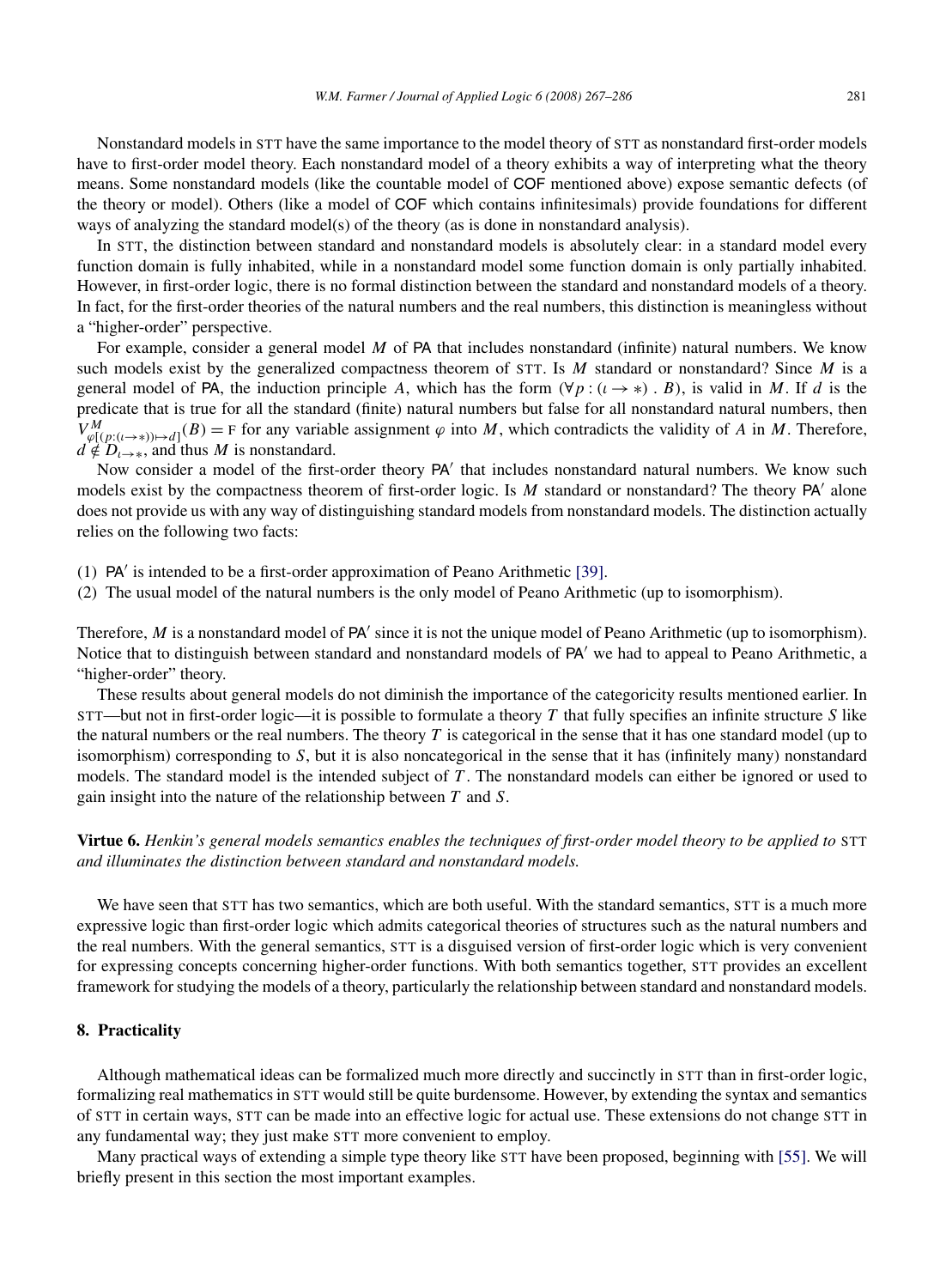Nonstandard models in STT have the same importance to the model theory of STT as nonstandard first-order models have to first-order model theory. Each nonstandard model of a theory exhibits a way of interpreting what the theory means. Some nonstandard models (like the countable model of COF mentioned above) expose semantic defects (of the theory or model). Others (like a model of COF which contains infinitesimals) provide foundations for different ways of analyzing the standard model(s) of the theory (as is done in nonstandard analysis).

In STT, the distinction between standard and nonstandard models is absolutely clear: in a standard model every function domain is fully inhabited, while in a nonstandard model some function domain is only partially inhabited. However, in first-order logic, there is no formal distinction between the standard and nonstandard models of a theory. In fact, for the first-order theories of the natural numbers and the real numbers, this distinction is meaningless without a "higher-order" perspective.

For example, consider a general model $M$ of PA that includes nonstandard (infinite) natural numbers. We know such models exist by the generalized compactness theorem of STT. Is $M$ standard or nonstandard? Since $M$ is a general model of PA, the induction principle $A$, which has the form $(\forall p : (\iota \rightarrow *) \,.\, B)$, is valid in $M$. If $d$ is the predicate that is true for all the standard (finite) natural numbers but false for all nonstandard natural numbers, then $V^{M}_{\varphi[(p:(\iota\rightarrow *))\mapsto d]}(B) = \mathrm{F}$ for any variable assignment $\varphi$ into $M$, which contradicts the validity of $A$ in $M$. Therefore, $d \notin D_{\iota\rightarrow *}$, and thus $M$ is nonstandard.

Now consider a model of the first-order theory PA′ that includes nonstandard natural numbers. We know such models exist by the compactness theorem of first-order logic. Is $M$ standard or nonstandard? The theory PA′ alone does not provide us with any way of distinguishing standard models from nonstandard models. The distinction actually relies on the following two facts:

(1) PA′ is intended to be a first-order approximation of Peano Arithmetic [39].
(2) The usual model of the natural numbers is the only model of Peano Arithmetic (up to isomorphism).

Therefore, $M$ is a nonstandard model of PA′ since it is not the unique model of Peano Arithmetic (up to isomorphism). Notice that to distinguish between standard and nonstandard models of PA′ we had to appeal to Peano Arithmetic, a "higher-order" theory.

These results about general models do not diminish the importance of the categoricity results mentioned earlier. In STT—but not in first-order logic—it is possible to formulate a theory $T$ that fully specifies an infinite structure $S$ like the natural numbers or the real numbers. The theory $T$ is categorical in the sense that it has one standard model (up to isomorphism) corresponding to $S$, but it is also noncategorical in the sense that it has (infinitely many) nonstandard models. The standard model is the intended subject of $T$. The nonstandard models can either be ignored or used to gain insight into the nature of the relationship between $T$ and $S$.

**Virtue 6.** *Henkin's general models semantics enables the techniques of first-order model theory to be applied to* STT *and illuminates the distinction between standard and nonstandard models.*

We have seen that STT has two semantics, which are both useful. With the standard semantics, STT is a much more expressive logic than first-order logic which admits categorical theories of structures such as the natural numbers and the real numbers. With the general semantics, STT is a disguised version of first-order logic which is very convenient for expressing concepts concerning higher-order functions. With both semantics together, STT provides an excellent framework for studying the models of a theory, particularly the relationship between standard and nonstandard models.

## 8. Practicality

Although mathematical ideas can be formalized much more directly and succinctly in STT than in first-order logic, formalizing real mathematics in STT would still be quite burdensome. However, by extending the syntax and semantics of STT in certain ways, STT can be made into an effective logic for actual use. These extensions do not change STT in any fundamental way; they just make STT more convenient to employ.

Many practical ways of extending a simple type theory like STT have been proposed, beginning with [55]. We will briefly present in this section the most important examples.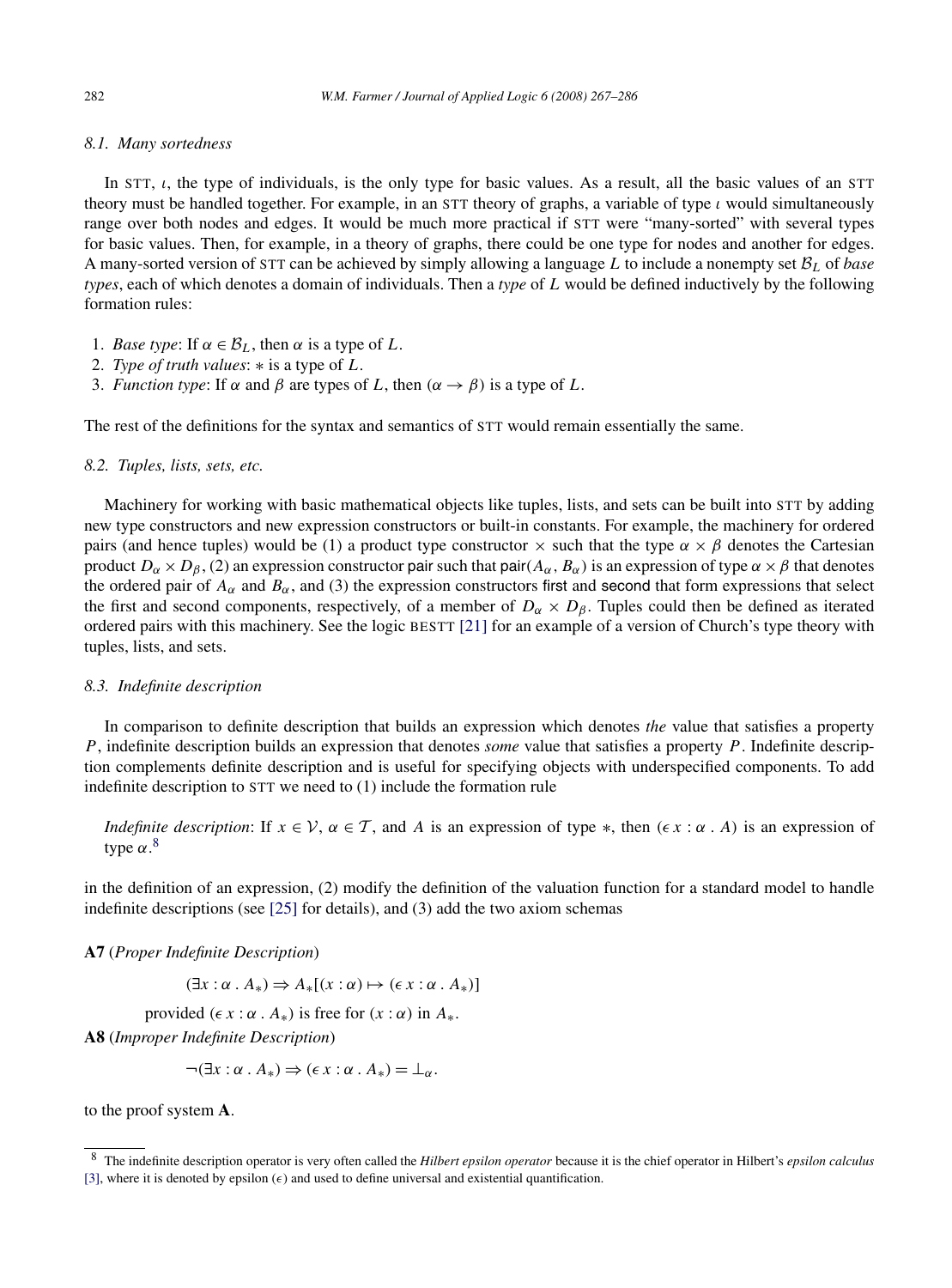### 8.1. Many sortedness

In STT, $\iota$, the type of individuals, is the only type for basic values. As a result, all the basic values of an STT theory must be handled together. For example, in an STT theory of graphs, a variable of type $\iota$ would simultaneously range over both nodes and edges. It would be much more practical if STT were "many-sorted" with several types for basic values. Then, for example, in a theory of graphs, there could be one type for nodes and another for edges. A many-sorted version of STT can be achieved by simply allowing a language $L$ to include a nonempty set $\mathcal{B}_L$ of *base types*, each of which denotes a domain of individuals. Then a *type* of $L$ would be defined inductively by the following formation rules:

1. *Base type*: If $\alpha \in \mathcal{B}_L$, then $\alpha$ is a type of $L$.
2. *Type of truth values*: $*$ is a type of $L$.
3. *Function type*: If $\alpha$ and $\beta$ are types of $L$, then $(\alpha \to \beta)$ is a type of $L$.

The rest of the definitions for the syntax and semantics of STT would remain essentially the same.

### 8.2. Tuples, lists, sets, etc.

Machinery for working with basic mathematical objects like tuples, lists, and sets can be built into STT by adding new type constructors and new expression constructors or built-in constants. For example, the machinery for ordered pairs (and hence tuples) would be (1) a product type constructor $\times$ such that the type $\alpha \times \beta$ denotes the Cartesian product $D_\alpha \times D_\beta$, (2) an expression constructor pair such that $\mathsf{pair}(A_\alpha, B_\alpha)$ is an expression of type $\alpha \times \beta$ that denotes the ordered pair of $A_\alpha$ and $B_\alpha$, and (3) the expression constructors first and second that form expressions that select the first and second components, respectively, of a member of $D_\alpha \times D_\beta$. Tuples could then be defined as iterated ordered pairs with this machinery. See the logic BESTT [21] for an example of a version of Church's type theory with tuples, lists, and sets.

### 8.3. Indefinite description

In comparison to definite description that builds an expression which denotes *the* value that satisfies a property $P$, indefinite description builds an expression that denotes *some* value that satisfies a property $P$. Indefinite description complements definite description and is useful for specifying objects with underspecified components. To add indefinite description to STT we need to (1) include the formation rule

> *Indefinite description*: If $x \in \mathcal{V}$, $\alpha \in \mathcal{T}$, and $A$ is an expression of type $*$, then $(\epsilon\, x : \alpha\, .\, A)$ is an expression of type $\alpha$.[8]

in the definition of an expression, (2) modify the definition of the valuation function for a standard model to handle indefinite descriptions (see [25] for details), and (3) add the two axiom schemas

**A7** (*Proper Indefinite Description*)

$$(\exists x : \alpha\, .\, A_*) \Rightarrow A_*[(x : \alpha) \mapsto (\epsilon\, x : \alpha\, .\, A_*)]$$

provided $(\epsilon\, x : \alpha\, .\, A_*)$ is free for $(x : \alpha)$ in $A_*$.

**A8** (*Improper Indefinite Description*)

$$\neg(\exists x : \alpha\, .\, A_*) \Rightarrow (\epsilon\, x : \alpha\, .\, A_*) = \bot_\alpha.$$

to the proof system **A**.

---

[8] The indefinite description operator is very often called the *Hilbert epsilon operator* because it is the chief operator in Hilbert's *epsilon calculus* [3], where it is denoted by epsilon ($\epsilon$) and used to define universal and existential quantification.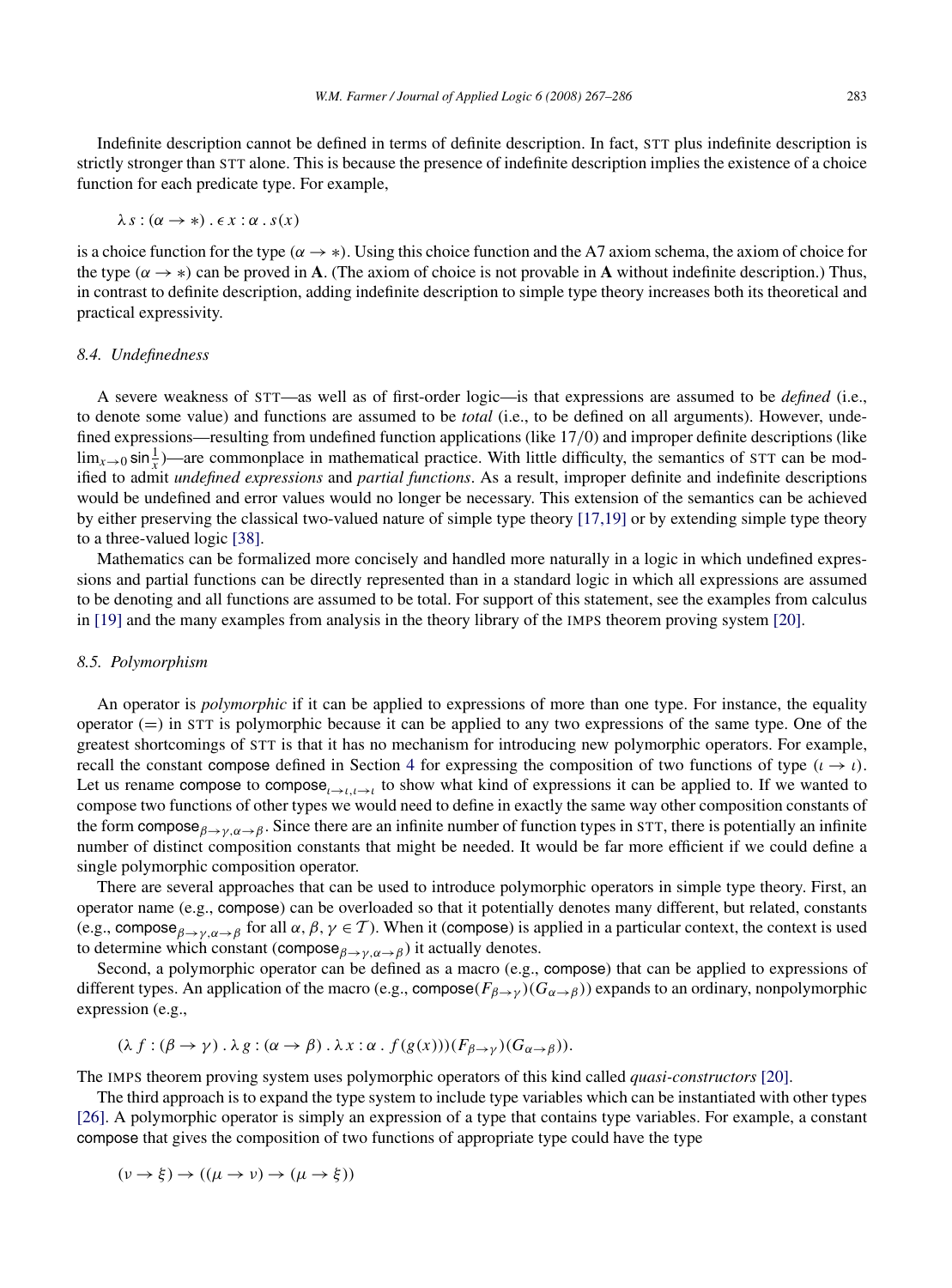Indefinite description cannot be defined in terms of definite description. In fact, STT plus indefinite description is strictly stronger than STT alone. This is because the presence of indefinite description implies the existence of a choice function for each predicate type. For example,

$$\lambda\, s : (\alpha \rightarrow *) \,.\, \epsilon\, x : \alpha \,.\, s(x)$$

is a choice function for the type $(\alpha \rightarrow *)$. Using this choice function and the A7 axiom schema, the axiom of choice for the type $(\alpha \rightarrow *)$ can be proved in **A**. (The axiom of choice is not provable in **A** without indefinite description.) Thus, in contrast to definite description, adding indefinite description to simple type theory increases both its theoretical and practical expressivity.

### *8.4. Undefinedness*

A severe weakness of STT—as well as of first-order logic—is that expressions are assumed to be *defined* (i.e., to denote some value) and functions are assumed to be *total* (i.e., to be defined on all arguments). However, undefined expressions—resulting from undefined function applications (like $17/0$) and improper definite descriptions (like $\lim_{x\rightarrow 0} \sin\frac{1}{x}$)—are commonplace in mathematical practice. With little difficulty, the semantics of STT can be modified to admit *undefined expressions* and *partial functions*. As a result, improper definite and indefinite descriptions would be undefined and error values would no longer be necessary. This extension of the semantics can be achieved by either preserving the classical two-valued nature of simple type theory [17,19] or by extending simple type theory to a three-valued logic [38].

Mathematics can be formalized more concisely and handled more naturally in a logic in which undefined expressions and partial functions can be directly represented than in a standard logic in which all expressions are assumed to be denoting and all functions are assumed to be total. For support of this statement, see the examples from calculus in [19] and the many examples from analysis in the theory library of the IMPS theorem proving system [20].

### *8.5. Polymorphism*

An operator is *polymorphic* if it can be applied to expressions of more than one type. For instance, the equality operator ($=$) in STT is polymorphic because it can be applied to any two expressions of the same type. One of the greatest shortcomings of STT is that it has no mechanism for introducing new polymorphic operators. For example, recall the constant $\mathsf{compose}$ defined in Section 4 for expressing the composition of two functions of type $(\iota \rightarrow \iota)$. Let us rename $\mathsf{compose}$ to $\mathsf{compose}_{\iota\rightarrow\iota,\iota\rightarrow\iota}$ to show what kind of expressions it can be applied to. If we wanted to compose two functions of other types we would need to define in exactly the same way other composition constants of the form $\mathsf{compose}_{\beta\rightarrow\gamma,\alpha\rightarrow\beta}$. Since there are an infinite number of function types in STT, there is potentially an infinite number of distinct composition constants that might be needed. It would be far more efficient if we could define a single polymorphic composition operator.

There are several approaches that can be used to introduce polymorphic operators in simple type theory. First, an operator name (e.g., $\mathsf{compose}$) can be overloaded so that it potentially denotes many different, but related, constants (e.g., $\mathsf{compose}_{\beta\rightarrow\gamma,\alpha\rightarrow\beta}$ for all $\alpha, \beta, \gamma \in \mathcal{T}$). When it ($\mathsf{compose}$) is applied in a particular context, the context is used to determine which constant ($\mathsf{compose}_{\beta\rightarrow\gamma,\alpha\rightarrow\beta}$) it actually denotes.

Second, a polymorphic operator can be defined as a macro (e.g., $\mathsf{compose}$) that can be applied to expressions of different types. An application of the macro (e.g., $\mathsf{compose}(F_{\beta\rightarrow\gamma})(G_{\alpha\rightarrow\beta})$) expands to an ordinary, nonpolymorphic expression (e.g.,

$$(\lambda\, f : (\beta \rightarrow \gamma) \,.\, \lambda\, g : (\alpha \rightarrow \beta) \,.\, \lambda\, x : \alpha \,.\, f(g(x)))(F_{\beta\rightarrow\gamma})(G_{\alpha\rightarrow\beta})).$$

The IMPS theorem proving system uses polymorphic operators of this kind called *quasi-constructors* [20].

The third approach is to expand the type system to include type variables which can be instantiated with other types [26]. A polymorphic operator is simply an expression of a type that contains type variables. For example, a constant $\mathsf{compose}$ that gives the composition of two functions of appropriate type could have the type

$$(\nu \rightarrow \xi) \rightarrow ((\mu \rightarrow \nu) \rightarrow (\mu \rightarrow \xi))$$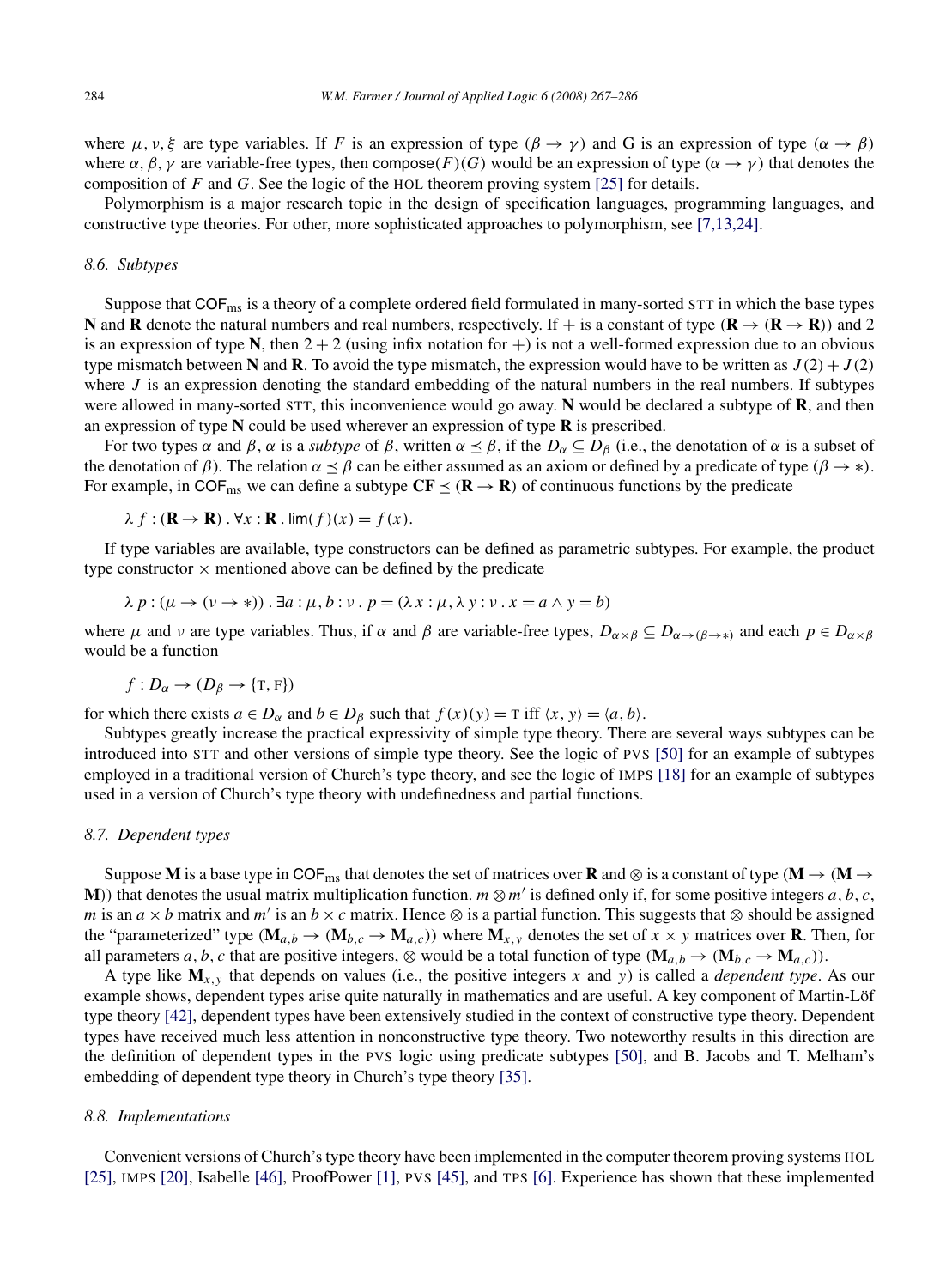where $\mu, \nu, \xi$ are type variables. If $F$ is an expression of type $(\beta \to \gamma)$ and G is an expression of type $(\alpha \to \beta)$ where $\alpha, \beta, \gamma$ are variable-free types, then $\mathsf{compose}(F)(G)$ would be an expression of type $(\alpha \to \gamma)$ that denotes the composition of $F$ and $G$. See the logic of the HOL theorem proving system [25] for details.

Polymorphism is a major research topic in the design of specification languages, programming languages, and constructive type theories. For other, more sophisticated approaches to polymorphism, see [7,13,24].

### 8.6. Subtypes

Suppose that $\mathsf{COF}_{\mathrm{ms}}$ is a theory of a complete ordered field formulated in many-sorted STT in which the base types $\mathbf{N}$ and $\mathbf{R}$ denote the natural numbers and real numbers, respectively. If $+$ is a constant of type $(\mathbf{R} \to (\mathbf{R} \to \mathbf{R}))$ and 2 is an expression of type $\mathbf{N}$, then $2 + 2$ (using infix notation for $+$) is not a well-formed expression due to an obvious type mismatch between $\mathbf{N}$ and $\mathbf{R}$. To avoid the type mismatch, the expression would have to be written as $J(2) + J(2)$ where $J$ is an expression denoting the standard embedding of the natural numbers in the real numbers. If subtypes were allowed in many-sorted STT, this inconvenience would go away. $\mathbf{N}$ would be declared a subtype of $\mathbf{R}$, and then an expression of type $\mathbf{N}$ could be used wherever an expression of type $\mathbf{R}$ is prescribed.

For two types $\alpha$ and $\beta$, $\alpha$ is a *subtype* of $\beta$, written $\alpha \preceq \beta$, if the $D_\alpha \subseteq D_\beta$ (i.e., the denotation of $\alpha$ is a subset of the denotation of $\beta$). The relation $\alpha \preceq \beta$ can be either assumed as an axiom or defined by a predicate of type $(\beta \to *)$. For example, in $\mathsf{COF}_{\mathrm{ms}}$ we can define a subtype $\mathbf{CF} \preceq (\mathbf{R} \to \mathbf{R})$ of continuous functions by the predicate

$$\lambda\, f : (\mathbf{R} \to \mathbf{R})\,.\, \forall x : \mathbf{R}\,.\, \mathsf{lim}(f)(x) = f(x).$$

If type variables are available, type constructors can be defined as parametric subtypes. For example, the product type constructor $\times$ mentioned above can be defined by the predicate

$$\lambda\, p : (\mu \to (\nu \to *))\,.\, \exists a : \mu, b : \nu\,.\, p = (\lambda\, x : \mu, \lambda\, y : \nu\,.\, x = a \wedge y = b)$$

where $\mu$ and $\nu$ are type variables. Thus, if $\alpha$ and $\beta$ are variable-free types, $D_{\alpha\times\beta} \subseteq D_{\alpha\to(\beta\to *)}$ and each $p \in D_{\alpha\times\beta}$ would be a function

$$f : D_\alpha \to (D_\beta \to \{\mathrm{T}, \mathrm{F}\})$$

for which there exists $a \in D_\alpha$ and $b \in D_\beta$ such that $f(x)(y) = \mathrm{T}$ iff $\langle x, y\rangle = \langle a, b\rangle$.

Subtypes greatly increase the practical expressivity of simple type theory. There are several ways subtypes can be introduced into STT and other versions of simple type theory. See the logic of PVS [50] for an example of subtypes employed in a traditional version of Church's type theory, and see the logic of IMPS [18] for an example of subtypes used in a version of Church's type theory with undefinedness and partial functions.

### 8.7. Dependent types

Suppose $\mathbf{M}$ is a base type in $\mathsf{COF}_{\mathrm{ms}}$ that denotes the set of matrices over $\mathbf{R}$ and $\otimes$ is a constant of type $(\mathbf{M} \to (\mathbf{M} \to \mathbf{M}))$ that denotes the usual matrix multiplication function. $m \otimes m'$ is defined only if, for some positive integers $a, b, c$, $m$ is an $a \times b$ matrix and $m'$ is an $b \times c$ matrix. Hence $\otimes$ is a partial function. This suggests that $\otimes$ should be assigned the "parameterized" type $(\mathbf{M}_{a,b} \to (\mathbf{M}_{b,c} \to \mathbf{M}_{a,c}))$ where $\mathbf{M}_{x,y}$ denotes the set of $x \times y$ matrices over $\mathbf{R}$. Then, for all parameters $a, b, c$ that are positive integers, $\otimes$ would be a total function of type $(\mathbf{M}_{a,b} \to (\mathbf{M}_{b,c} \to \mathbf{M}_{a,c}))$.

A type like $\mathbf{M}_{x,y}$ that depends on values (i.e., the positive integers $x$ and $y$) is called a *dependent type*. As our example shows, dependent types arise quite naturally in mathematics and are useful. A key component of Martin-Löf type theory [42], dependent types have been extensively studied in the context of constructive type theory. Dependent types have received much less attention in nonconstructive type theory. Two noteworthy results in this direction are the definition of dependent types in the PVS logic using predicate subtypes [50], and B. Jacobs and T. Melham's embedding of dependent type theory in Church's type theory [35].

### 8.8. Implementations

Convenient versions of Church's type theory have been implemented in the computer theorem proving systems HOL [25], IMPS [20], Isabelle [46], ProofPower [1], PVS [45], and TPS [6]. Experience has shown that these implemented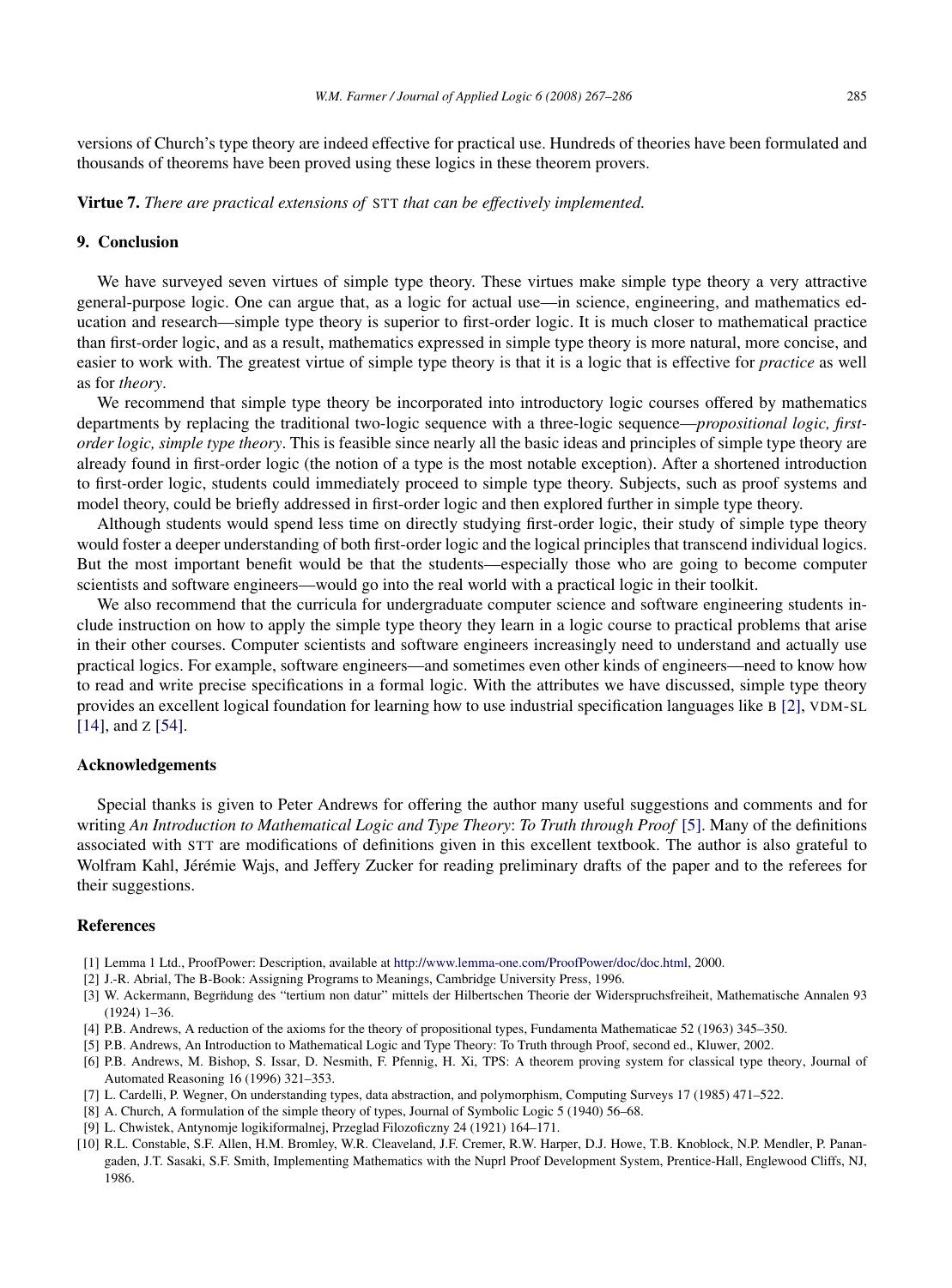versions of Church's type theory are indeed effective for practical use. Hundreds of theories have been formulated and thousands of theorems have been proved using these logics in these theorem provers.

**Virtue 7.** *There are practical extensions of* STT *that can be effectively implemented.*

## 9. Conclusion

We have surveyed seven virtues of simple type theory. These virtues make simple type theory a very attractive general-purpose logic. One can argue that, as a logic for actual use—in science, engineering, and mathematics education and research—simple type theory is superior to first-order logic. It is much closer to mathematical practice than first-order logic, and as a result, mathematics expressed in simple type theory is more natural, more concise, and easier to work with. The greatest virtue of simple type theory is that it is a logic that is effective for *practice* as well as for *theory*.

We recommend that simple type theory be incorporated into introductory logic courses offered by mathematics departments by replacing the traditional two-logic sequence with a three-logic sequence—*propositional logic, first-order logic, simple type theory*. This is feasible since nearly all the basic ideas and principles of simple type theory are already found in first-order logic (the notion of a type is the most notable exception). After a shortened introduction to first-order logic, students could immediately proceed to simple type theory. Subjects, such as proof systems and model theory, could be briefly addressed in first-order logic and then explored further in simple type theory.

Although students would spend less time on directly studying first-order logic, their study of simple type theory would foster a deeper understanding of both first-order logic and the logical principles that transcend individual logics. But the most important benefit would be that the students—especially those who are going to become computer scientists and software engineers—would go into the real world with a practical logic in their toolkit.

We also recommend that the curricula for undergraduate computer science and software engineering students include instruction on how to apply the simple type theory they learn in a logic course to practical problems that arise in their other courses. Computer scientists and software engineers increasingly need to understand and actually use practical logics. For example, software engineers—and sometimes even other kinds of engineers—need to know how to read and write precise specifications in a formal logic. With the attributes we have discussed, simple type theory provides an excellent logical foundation for learning how to use industrial specification languages like B [2], VDM-SL [14], and Z [54].

## Acknowledgements

Special thanks is given to Peter Andrews for offering the author many useful suggestions and comments and for writing *An Introduction to Mathematical Logic and Type Theory*: *To Truth through Proof* [5]. Many of the definitions associated with STT are modifications of definitions given in this excellent textbook. The author is also grateful to Wolfram Kahl, Jérémie Wajs, and Jeffery Zucker for reading preliminary drafts of the paper and to the referees for their suggestions.

## References

[1] Lemma 1 Ltd., ProofPower: Description, available at http://www.lemma-one.com/ProofPower/doc/doc.html, 2000.

[2] J.-R. Abrial, The B-Book: Assigning Programs to Meanings, Cambridge University Press, 1996.

[3] W. Ackermann, Begründung des "tertium non datur" mittels der Hilbertschen Theorie der Widerspruchsfreiheit, Mathematische Annalen 93 (1924) 1–36.

[4] P.B. Andrews, A reduction of the axioms for the theory of propositional types, Fundamenta Mathematicae 52 (1963) 345–350.

[5] P.B. Andrews, An Introduction to Mathematical Logic and Type Theory: To Truth through Proof, second ed., Kluwer, 2002.

[6] P.B. Andrews, M. Bishop, S. Issar, D. Nesmith, F. Pfennig, H. Xi, TPS: A theorem proving system for classical type theory, Journal of Automated Reasoning 16 (1996) 321–353.

[7] L. Cardelli, P. Wegner, On understanding types, data abstraction, and polymorphism, Computing Surveys 17 (1985) 471–522.

[8] A. Church, A formulation of the simple theory of types, Journal of Symbolic Logic 5 (1940) 56–68.

[9] L. Chwistek, Antynomje logikiformalnej, Przeglad Filozoficzny 24 (1921) 164–171.

[10] R.L. Constable, S.F. Allen, H.M. Bromley, W.R. Cleaveland, J.F. Cremer, R.W. Harper, D.J. Howe, T.B. Knoblock, N.P. Mendler, P. Panangaden, J.T. Sasaki, S.F. Smith, Implementing Mathematics with the Nuprl Proof Development System, Prentice-Hall, Englewood Cliffs, NJ, 1986.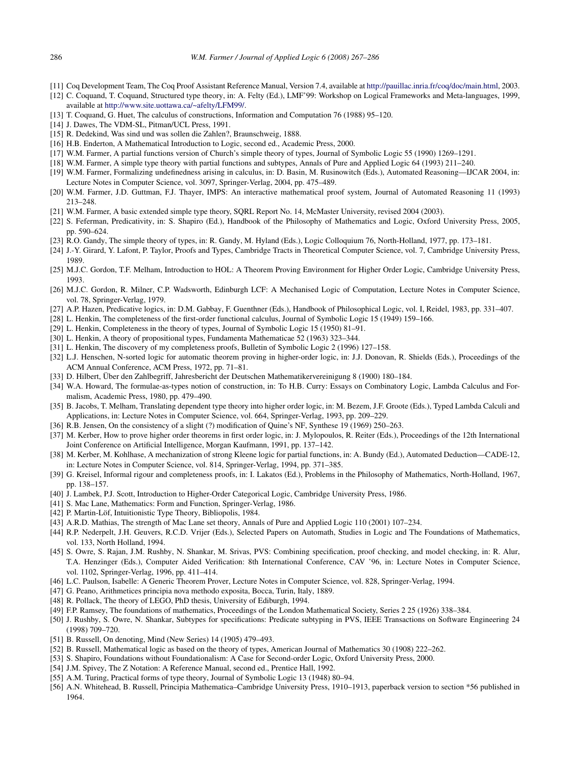[11] Coq Development Team, The Coq Proof Assistant Reference Manual, Version 7.4, available at http://pauillac.inria.fr/coq/doc/main.html, 2003.

[12] C. Coquand, T. Coquand, Structured type theory, in: A. Felty (Ed.), LMF'99: Workshop on Logical Frameworks and Meta-languages, 1999, available at http://www.site.uottawa.ca/~afelty/LFM99/.

[13] T. Coquand, G. Huet, The calculus of constructions, Information and Computation 76 (1988) 95–120.

[14] J. Dawes, The VDM-SL, Pitman/UCL Press, 1991.

[15] R. Dedekind, Was sind und was sollen die Zahlen?, Braunschweig, 1888.

[16] H.B. Enderton, A Mathematical Introduction to Logic, second ed., Academic Press, 2000.

[17] W.M. Farmer, A partial functions version of Church's simple theory of types, Journal of Symbolic Logic 55 (1990) 1269–1291.

[18] W.M. Farmer, A simple type theory with partial functions and subtypes, Annals of Pure and Applied Logic 64 (1993) 211–240.

[19] W.M. Farmer, Formalizing undefinedness arising in calculus, in: D. Basin, M. Rusinowitch (Eds.), Automated Reasoning—IJCAR 2004, in: Lecture Notes in Computer Science, vol. 3097, Springer-Verlag, 2004, pp. 475–489.

[20] W.M. Farmer, J.D. Guttman, F.J. Thayer, IMPS: An interactive mathematical proof system, Journal of Automated Reasoning 11 (1993) 213–248.

[21] W.M. Farmer, A basic extended simple type theory, SQRL Report No. 14, McMaster University, revised 2004 (2003).

[22] S. Feferman, Predicativity, in: S. Shapiro (Ed.), Handbook of the Philosophy of Mathematics and Logic, Oxford University Press, 2005, pp. 590–624.

[23] R.O. Gandy, The simple theory of types, in: R. Gandy, M. Hyland (Eds.), Logic Colloquium 76, North-Holland, 1977, pp. 173–181.

[24] J.-Y. Girard, Y. Lafont, P. Taylor, Proofs and Types, Cambridge Tracts in Theoretical Computer Science, vol. 7, Cambridge University Press, 1989.

[25] M.J.C. Gordon, T.F. Melham, Introduction to HOL: A Theorem Proving Environment for Higher Order Logic, Cambridge University Press, 1993.

[26] M.J.C. Gordon, R. Milner, C.P. Wadsworth, Edinburgh LCF: A Mechanised Logic of Computation, Lecture Notes in Computer Science, vol. 78, Springer-Verlag, 1979.

[27] A.P. Hazen, Predicative logics, in: D.M. Gabbay, F. Guenthner (Eds.), Handbook of Philosophical Logic, vol. I, Reidel, 1983, pp. 331–407.

[28] L. Henkin, The completeness of the first-order functional calculus, Journal of Symbolic Logic 15 (1949) 159–166.

[29] L. Henkin, Completeness in the theory of types, Journal of Symbolic Logic 15 (1950) 81–91.

[30] L. Henkin, A theory of propositional types, Fundamenta Mathematicae 52 (1963) 323–344.

[31] L. Henkin, The discovery of my completeness proofs, Bulletin of Symbolic Logic 2 (1996) 127–158.

[32] L.J. Henschen, N-sorted logic for automatic theorem proving in higher-order logic, in: J.J. Donovan, R. Shields (Eds.), Proceedings of the ACM Annual Conference, ACM Press, 1972, pp. 71–81.

[33] D. Hilbert, Über den Zahlbegriff, Jahresbericht der Deutschen Mathematikervereinigung 8 (1900) 180–184.

[34] W.A. Howard, The formulae-as-types notion of construction, in: To H.B. Curry: Essays on Combinatory Logic, Lambda Calculus and Formalism, Academic Press, 1980, pp. 479–490.

[35] B. Jacobs, T. Melham, Translating dependent type theory into higher order logic, in: M. Bezem, J.F. Groote (Eds.), Typed Lambda Calculi and Applications, in: Lecture Notes in Computer Science, vol. 664, Springer-Verlag, 1993, pp. 209–229.

[36] R.B. Jensen, On the consistency of a slight (?) modification of Quine's NF, Synthese 19 (1969) 250–263.

[37] M. Kerber, How to prove higher order theorems in first order logic, in: J. Mylopoulos, R. Reiter (Eds.), Proceedings of the 12th International Joint Conference on Artificial Intelligence, Morgan Kaufmann, 1991, pp. 137–142.

[38] M. Kerber, M. Kohlhase, A mechanization of strong Kleene logic for partial functions, in: A. Bundy (Ed.), Automated Deduction—CADE-12, in: Lecture Notes in Computer Science, vol. 814, Springer-Verlag, 1994, pp. 371–385.

[39] G. Kreisel, Informal rigour and completeness proofs, in: I. Lakatos (Ed.), Problems in the Philosophy of Mathematics, North-Holland, 1967, pp. 138–157.

[40] J. Lambek, P.J. Scott, Introduction to Higher-Order Categorical Logic, Cambridge University Press, 1986.

[41] S. Mac Lane, Mathematics: Form and Function, Springer-Verlag, 1986.

[42] P. Martin-Löf, Intuitionistic Type Theory, Bibliopolis, 1984.

[43] A.R.D. Mathias, The strength of Mac Lane set theory, Annals of Pure and Applied Logic 110 (2001) 107–234.

[44] R.P. Nederpelt, J.H. Geuvers, R.C.D. Vrijer (Eds.), Selected Papers on Automath, Studies in Logic and The Foundations of Mathematics, vol. 133, North Holland, 1994.

[45] S. Owre, S. Rajan, J.M. Rushby, N. Shankar, M. Srivas, PVS: Combining specification, proof checking, and model checking, in: R. Alur, T.A. Henzinger (Eds.), Computer Aided Verification: 8th International Conference, CAV '96, in: Lecture Notes in Computer Science, vol. 1102, Springer-Verlag, 1996, pp. 411–414.

[46] L.C. Paulson, Isabelle: A Generic Theorem Prover, Lecture Notes in Computer Science, vol. 828, Springer-Verlag, 1994.

[47] G. Peano, Arithmetices principia nova methodo exposita, Bocca, Turin, Italy, 1889.

[48] R. Pollack, The theory of LEGO, PhD thesis, University of Ediburgh, 1994.

[49] F.P. Ramsey, The foundations of mathematics, Proceedings of the London Mathematical Society, Series 2 25 (1926) 338–384.

[50] J. Rushby, S. Owre, N. Shankar, Subtypes for specifications: Predicate subtyping in PVS, IEEE Transactions on Software Engineering 24 (1998) 709–720.

[51] B. Russell, On denoting, Mind (New Series) 14 (1905) 479–493.

[52] B. Russell, Mathematical logic as based on the theory of types, American Journal of Mathematics 30 (1908) 222–262.

[53] S. Shapiro, Foundations without Foundationalism: A Case for Second-order Logic, Oxford University Press, 2000.

[54] J.M. Spivey, The Z Notation: A Reference Manual, second ed., Prentice Hall, 1992.

[55] A.M. Turing, Practical forms of type theory, Journal of Symbolic Logic 13 (1948) 80–94.

[56] A.N. Whitehead, B. Russell, Principia Mathematica–Cambridge University Press, 1910–1913, paperback version to section *56 published in 1964.